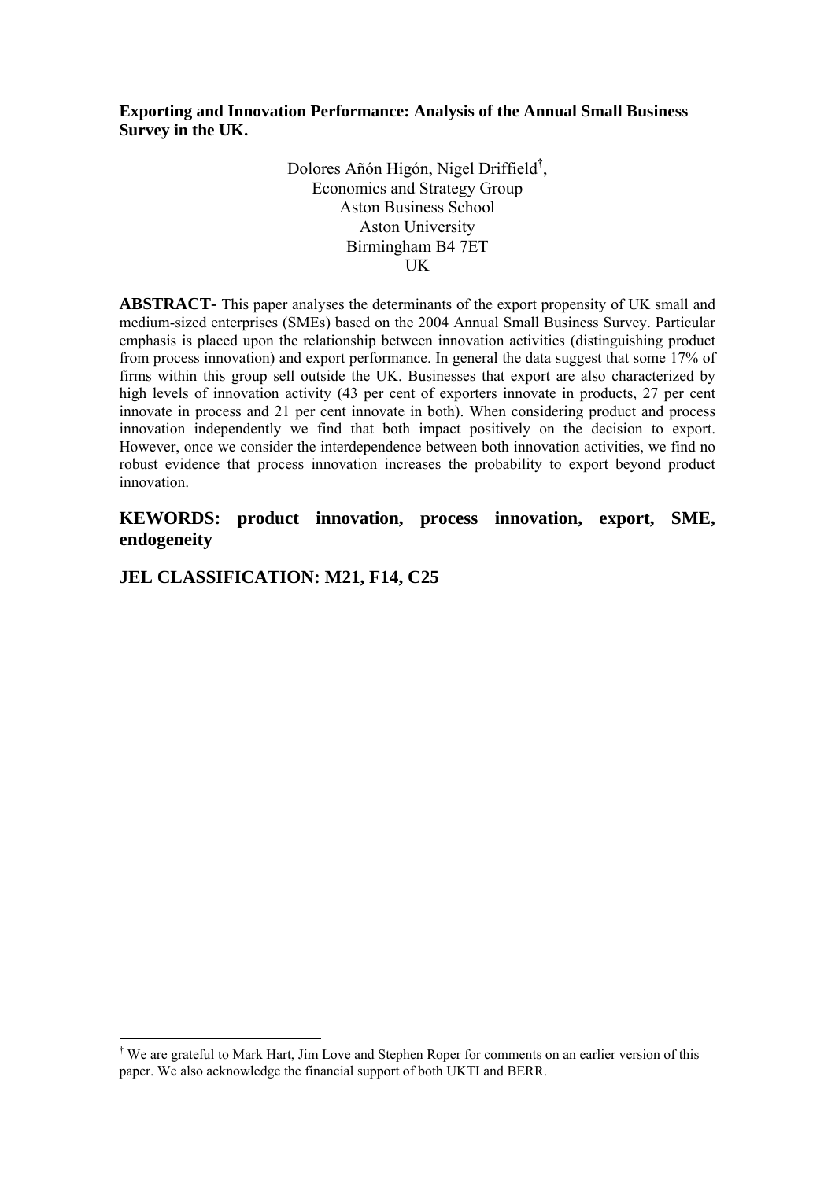**Exporting and Innovation Performance: Analysis of the Annual Small Business Survey in the UK.**

Dolores Añón Higón, Nigel Driffield[†],
Economics and Strategy Group
Aston Business School
Aston University
Birmingham B4 7ET
UK

**ABSTRACT-** This paper analyses the determinants of the export propensity of UK small and medium-sized enterprises (SMEs) based on the 2004 Annual Small Business Survey. Particular emphasis is placed upon the relationship between innovation activities (distinguishing product from process innovation) and export performance. In general the data suggest that some 17% of firms within this group sell outside the UK. Businesses that export are also characterized by high levels of innovation activity (43 per cent of exporters innovate in products, 27 per cent innovate in process and 21 per cent innovate in both). When considering product and process innovation independently we find that both impact positively on the decision to export. However, once we consider the interdependence between both innovation activities, we find no robust evidence that process innovation increases the probability to export beyond product innovation.

## KEWORDS: product innovation, process innovation, export, SME, endogeneity

## JEL CLASSIFICATION: M21, F14, C25

---

[†] We are grateful to Mark Hart, Jim Love and Stephen Roper for comments on an earlier version of this paper. We also acknowledge the financial support of both UKTI and BERR.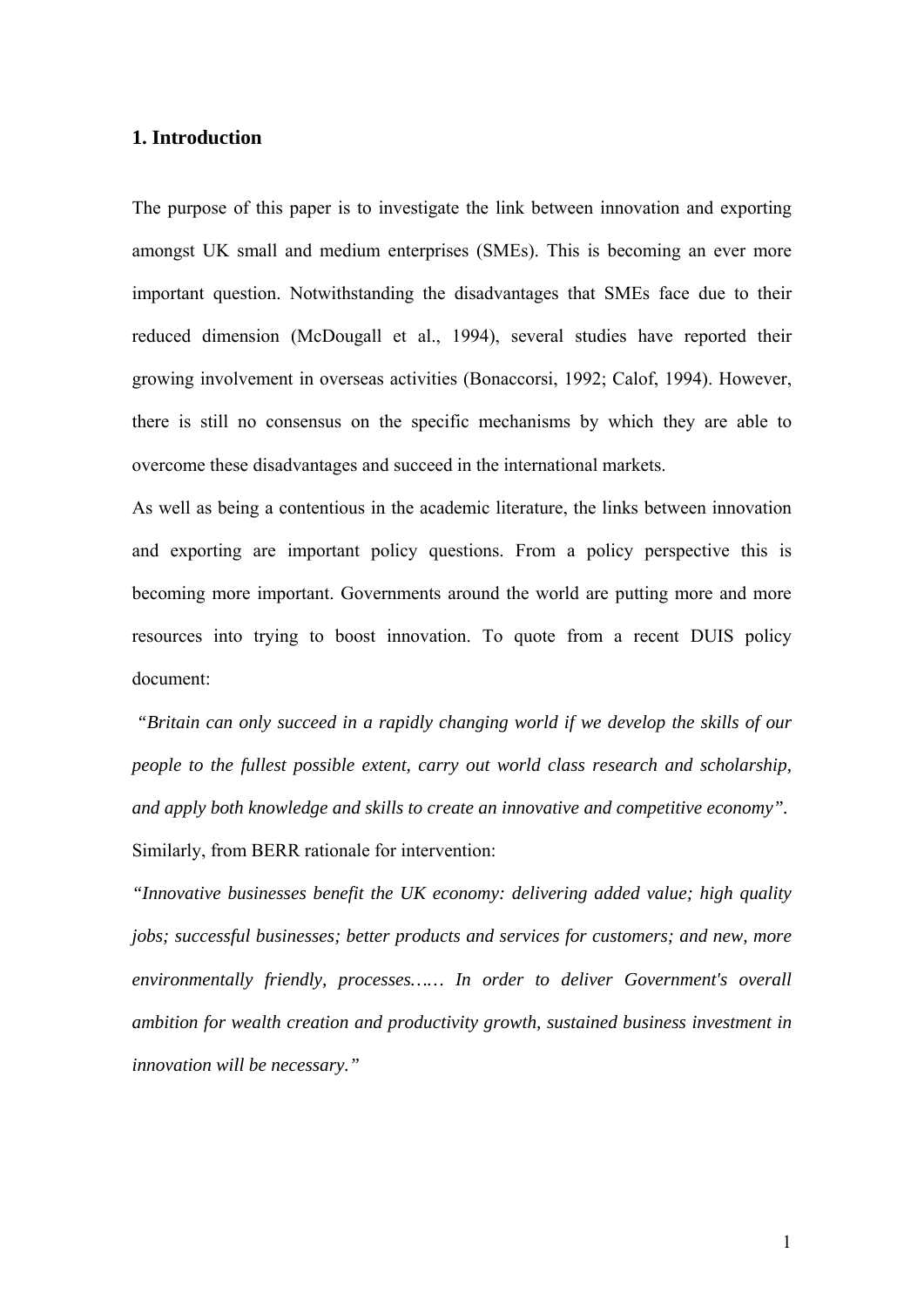## 1. Introduction

The purpose of this paper is to investigate the link between innovation and exporting amongst UK small and medium enterprises (SMEs). This is becoming an ever more important question. Notwithstanding the disadvantages that SMEs face due to their reduced dimension (McDougall et al., 1994), several studies have reported their growing involvement in overseas activities (Bonaccorsi, 1992; Calof, 1994). However, there is still no consensus on the specific mechanisms by which they are able to overcome these disadvantages and succeed in the international markets.

As well as being a contentious in the academic literature, the links between innovation and exporting are important policy questions. From a policy perspective this is becoming more important. Governments around the world are putting more and more resources into trying to boost innovation. To quote from a recent DUIS policy document:

*"Britain can only succeed in a rapidly changing world if we develop the skills of our people to the fullest possible extent, carry out world class research and scholarship, and apply both knowledge and skills to create an innovative and competitive economy".*

Similarly, from BERR rationale for intervention:

*"Innovative businesses benefit the UK economy: delivering added value; high quality jobs; successful businesses; better products and services for customers; and new, more environmentally friendly, processes…… In order to deliver Government's overall ambition for wealth creation and productivity growth, sustained business investment in innovation will be necessary."*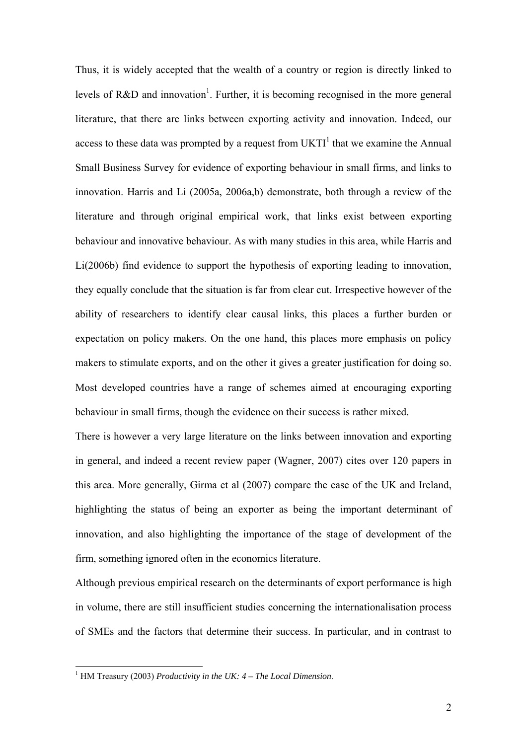Thus, it is widely accepted that the wealth of a country or region is directly linked to levels of R&D and innovation[1]. Further, it is becoming recognised in the more general literature, that there are links between exporting activity and innovation. Indeed, our access to these data was prompted by a request from UKTI[1] that we examine the Annual Small Business Survey for evidence of exporting behaviour in small firms, and links to innovation. Harris and Li (2005a, 2006a,b) demonstrate, both through a review of the literature and through original empirical work, that links exist between exporting behaviour and innovative behaviour. As with many studies in this area, while Harris and Li(2006b) find evidence to support the hypothesis of exporting leading to innovation, they equally conclude that the situation is far from clear cut. Irrespective however of the ability of researchers to identify clear causal links, this places a further burden or expectation on policy makers. On the one hand, this places more emphasis on policy makers to stimulate exports, and on the other it gives a greater justification for doing so. Most developed countries have a range of schemes aimed at encouraging exporting behaviour in small firms, though the evidence on their success is rather mixed.

There is however a very large literature on the links between innovation and exporting in general, and indeed a recent review paper (Wagner, 2007) cites over 120 papers in this area. More generally, Girma et al (2007) compare the case of the UK and Ireland, highlighting the status of being an exporter as being the important determinant of innovation, and also highlighting the importance of the stage of development of the firm, something ignored often in the economics literature.

Although previous empirical research on the determinants of export performance is high in volume, there are still insufficient studies concerning the internationalisation process of SMEs and the factors that determine their success. In particular, and in contrast to

[1] HM Treasury (2003) *Productivity in the UK: 4 – The Local Dimension*.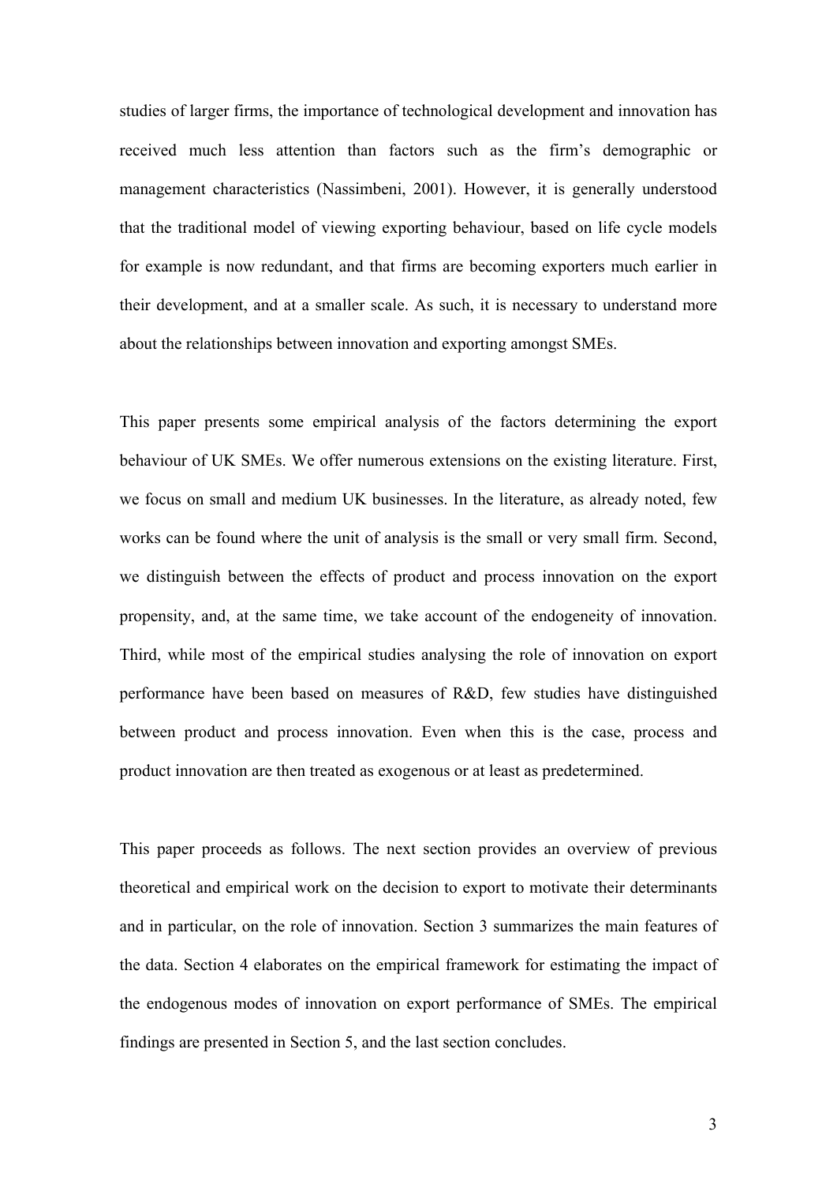studies of larger firms, the importance of technological development and innovation has received much less attention than factors such as the firm's demographic or management characteristics (Nassimbeni, 2001). However, it is generally understood that the traditional model of viewing exporting behaviour, based on life cycle models for example is now redundant, and that firms are becoming exporters much earlier in their development, and at a smaller scale. As such, it is necessary to understand more about the relationships between innovation and exporting amongst SMEs.

This paper presents some empirical analysis of the factors determining the export behaviour of UK SMEs. We offer numerous extensions on the existing literature. First, we focus on small and medium UK businesses. In the literature, as already noted, few works can be found where the unit of analysis is the small or very small firm. Second, we distinguish between the effects of product and process innovation on the export propensity, and, at the same time, we take account of the endogeneity of innovation. Third, while most of the empirical studies analysing the role of innovation on export performance have been based on measures of R&D, few studies have distinguished between product and process innovation. Even when this is the case, process and product innovation are then treated as exogenous or at least as predetermined.

This paper proceeds as follows. The next section provides an overview of previous theoretical and empirical work on the decision to export to motivate their determinants and in particular, on the role of innovation. Section 3 summarizes the main features of the data. Section 4 elaborates on the empirical framework for estimating the impact of the endogenous modes of innovation on export performance of SMEs. The empirical findings are presented in Section 5, and the last section concludes.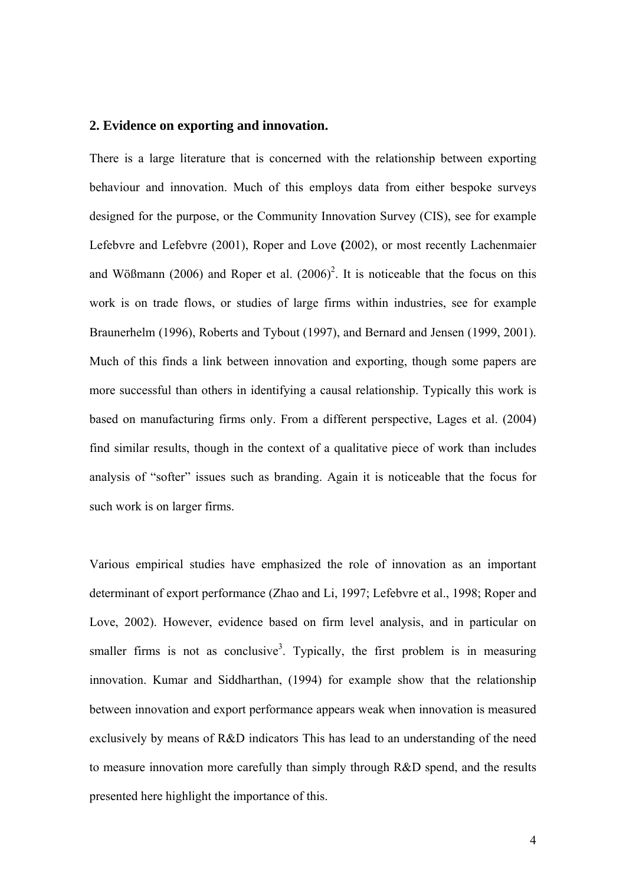## 2. Evidence on exporting and innovation.

There is a large literature that is concerned with the relationship between exporting behaviour and innovation. Much of this employs data from either bespoke surveys designed for the purpose, or the Community Innovation Survey (CIS), see for example Lefebvre and Lefebvre (2001), Roper and Love **(**2002), or most recently Lachenmaier and Wößmann (2006) and Roper et al. (2006)[2]. It is noticeable that the focus on this work is on trade flows, or studies of large firms within industries, see for example Braunerhelm (1996), Roberts and Tybout (1997), and Bernard and Jensen (1999, 2001). Much of this finds a link between innovation and exporting, though some papers are more successful than others in identifying a causal relationship. Typically this work is based on manufacturing firms only. From a different perspective, Lages et al. (2004) find similar results, though in the context of a qualitative piece of work than includes analysis of "softer" issues such as branding. Again it is noticeable that the focus for such work is on larger firms.

Various empirical studies have emphasized the role of innovation as an important determinant of export performance (Zhao and Li, 1997; Lefebvre et al., 1998; Roper and Love, 2002). However, evidence based on firm level analysis, and in particular on smaller firms is not as conclusive[3]. Typically, the first problem is in measuring innovation. Kumar and Siddharthan, (1994) for example show that the relationship between innovation and export performance appears weak when innovation is measured exclusively by means of R&D indicators This has lead to an understanding of the need to measure innovation more carefully than simply through R&D spend, and the results presented here highlight the importance of this.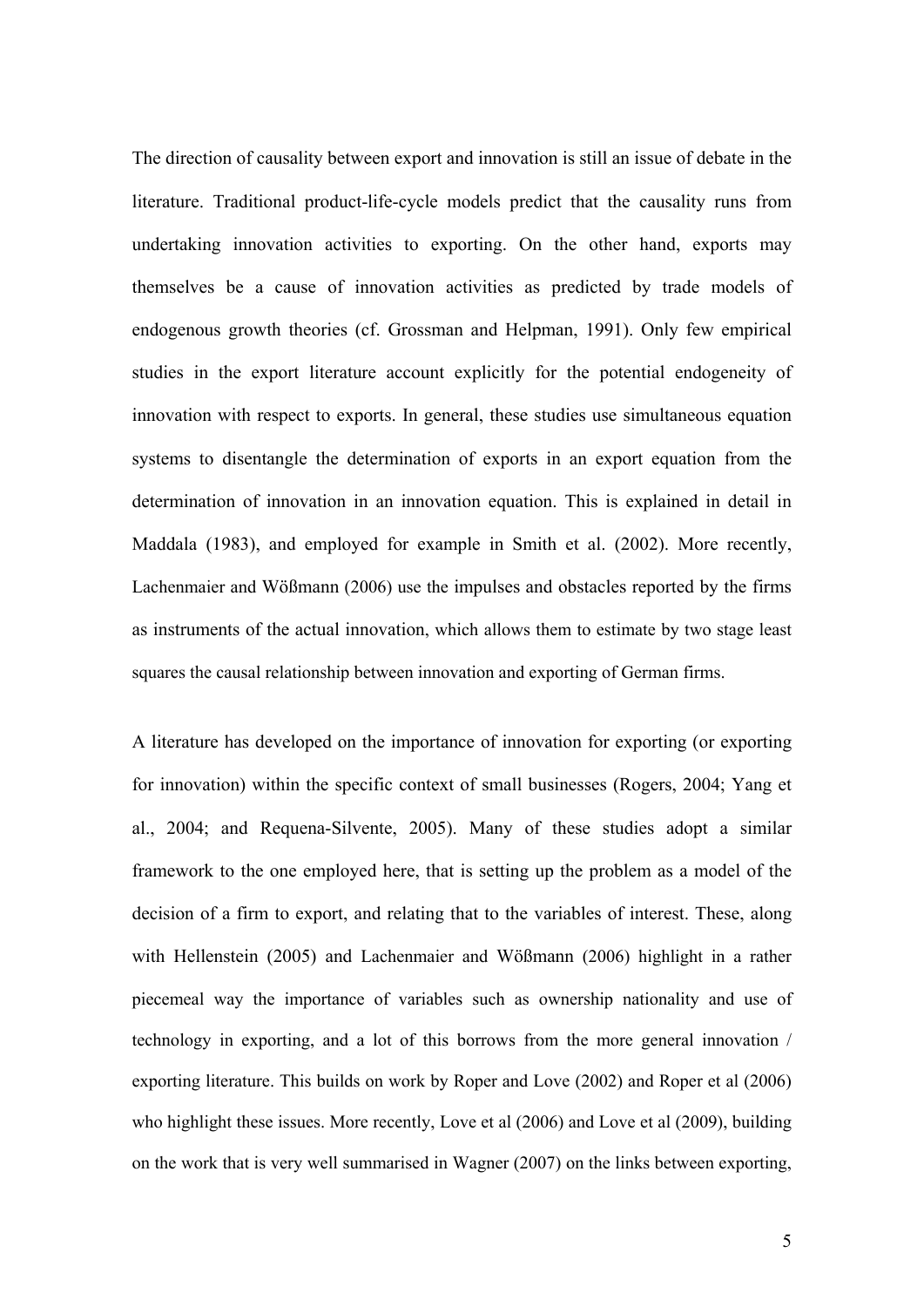The direction of causality between export and innovation is still an issue of debate in the literature. Traditional product-life-cycle models predict that the causality runs from undertaking innovation activities to exporting. On the other hand, exports may themselves be a cause of innovation activities as predicted by trade models of endogenous growth theories (cf. Grossman and Helpman, 1991). Only few empirical studies in the export literature account explicitly for the potential endogeneity of innovation with respect to exports. In general, these studies use simultaneous equation systems to disentangle the determination of exports in an export equation from the determination of innovation in an innovation equation. This is explained in detail in Maddala (1983), and employed for example in Smith et al. (2002). More recently, Lachenmaier and Wößmann (2006) use the impulses and obstacles reported by the firms as instruments of the actual innovation, which allows them to estimate by two stage least squares the causal relationship between innovation and exporting of German firms.

A literature has developed on the importance of innovation for exporting (or exporting for innovation) within the specific context of small businesses (Rogers, 2004; Yang et al., 2004; and Requena-Silvente, 2005). Many of these studies adopt a similar framework to the one employed here, that is setting up the problem as a model of the decision of a firm to export, and relating that to the variables of interest. These, along with Hellenstein (2005) and Lachenmaier and Wößmann (2006) highlight in a rather piecemeal way the importance of variables such as ownership nationality and use of technology in exporting, and a lot of this borrows from the more general innovation / exporting literature. This builds on work by Roper and Love (2002) and Roper et al (2006) who highlight these issues. More recently, Love et al (2006) and Love et al (2009), building on the work that is very well summarised in Wagner (2007) on the links between exporting,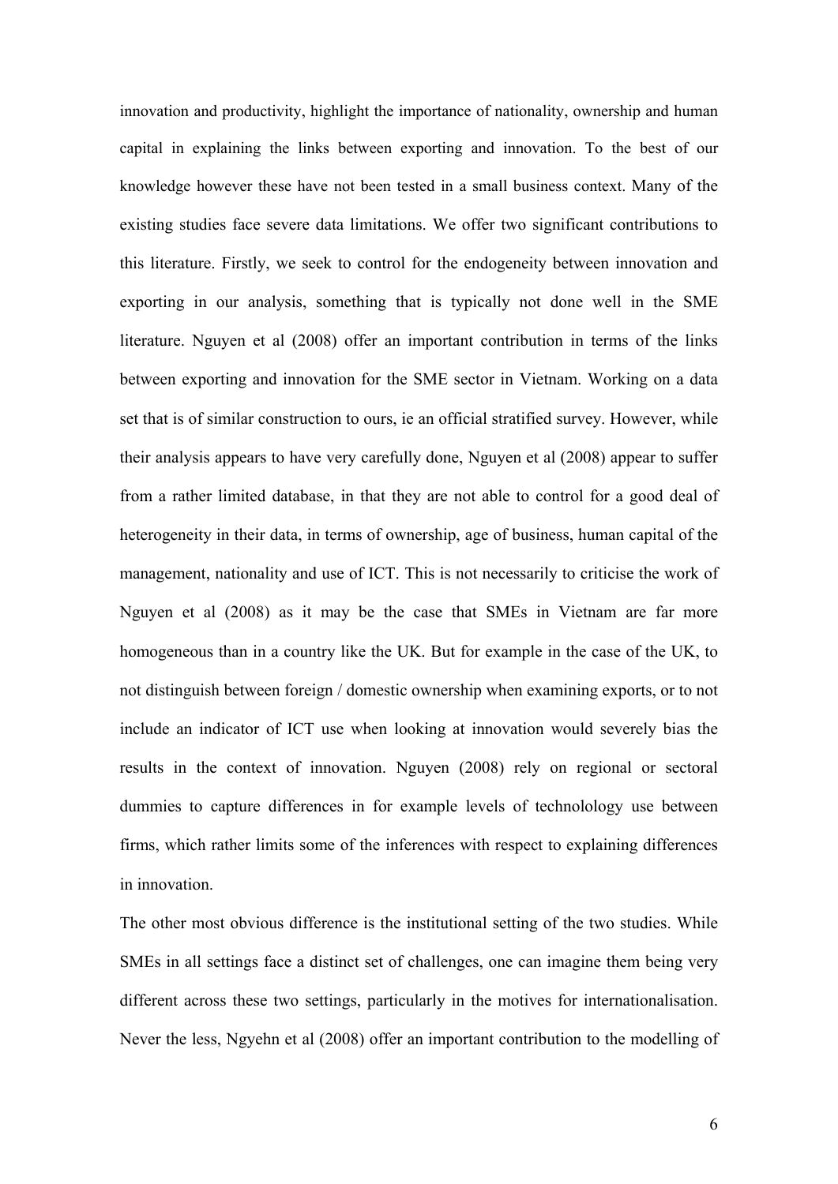innovation and productivity, highlight the importance of nationality, ownership and human capital in explaining the links between exporting and innovation. To the best of our knowledge however these have not been tested in a small business context. Many of the existing studies face severe data limitations. We offer two significant contributions to this literature. Firstly, we seek to control for the endogeneity between innovation and exporting in our analysis, something that is typically not done well in the SME literature. Nguyen et al (2008) offer an important contribution in terms of the links between exporting and innovation for the SME sector in Vietnam. Working on a data set that is of similar construction to ours, ie an official stratified survey. However, while their analysis appears to have very carefully done, Nguyen et al (2008) appear to suffer from a rather limited database, in that they are not able to control for a good deal of heterogeneity in their data, in terms of ownership, age of business, human capital of the management, nationality and use of ICT. This is not necessarily to criticise the work of Nguyen et al (2008) as it may be the case that SMEs in Vietnam are far more homogeneous than in a country like the UK. But for example in the case of the UK, to not distinguish between foreign / domestic ownership when examining exports, or to not include an indicator of ICT use when looking at innovation would severely bias the results in the context of innovation. Nguyen (2008) rely on regional or sectoral dummies to capture differences in for example levels of technolology use between firms, which rather limits some of the inferences with respect to explaining differences in innovation.

The other most obvious difference is the institutional setting of the two studies. While SMEs in all settings face a distinct set of challenges, one can imagine them being very different across these two settings, particularly in the motives for internationalisation. Never the less, Ngyehn et al (2008) offer an important contribution to the modelling of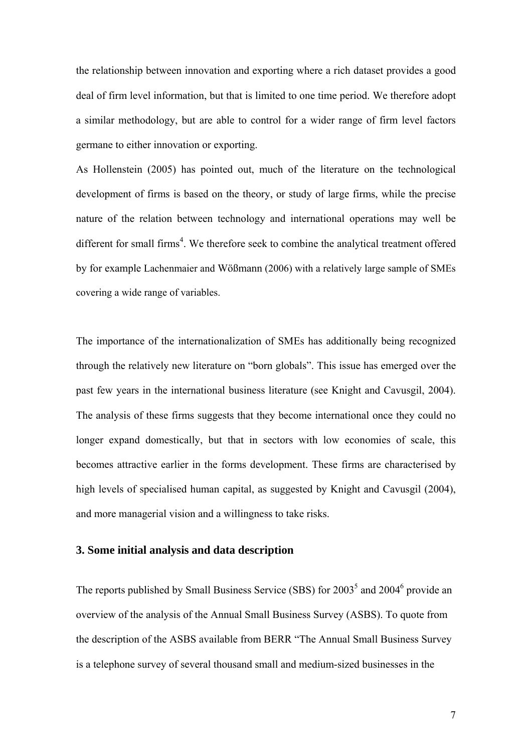the relationship between innovation and exporting where a rich dataset provides a good deal of firm level information, but that is limited to one time period. We therefore adopt a similar methodology, but are able to control for a wider range of firm level factors germane to either innovation or exporting.

As Hollenstein (2005) has pointed out, much of the literature on the technological development of firms is based on the theory, or study of large firms, while the precise nature of the relation between technology and international operations may well be different for small firms[4]. We therefore seek to combine the analytical treatment offered by for example Lachenmaier and Wößmann (2006) with a relatively large sample of SMEs covering a wide range of variables.

The importance of the internationalization of SMEs has additionally being recognized through the relatively new literature on "born globals". This issue has emerged over the past few years in the international business literature (see Knight and Cavusgil, 2004). The analysis of these firms suggests that they become international once they could no longer expand domestically, but that in sectors with low economies of scale, this becomes attractive earlier in the forms development. These firms are characterised by high levels of specialised human capital, as suggested by Knight and Cavusgil (2004), and more managerial vision and a willingness to take risks.

## 3. Some initial analysis and data description

The reports published by Small Business Service (SBS) for 2003[5] and 2004[6] provide an overview of the analysis of the Annual Small Business Survey (ASBS). To quote from the description of the ASBS available from BERR "The Annual Small Business Survey is a telephone survey of several thousand small and medium-sized businesses in the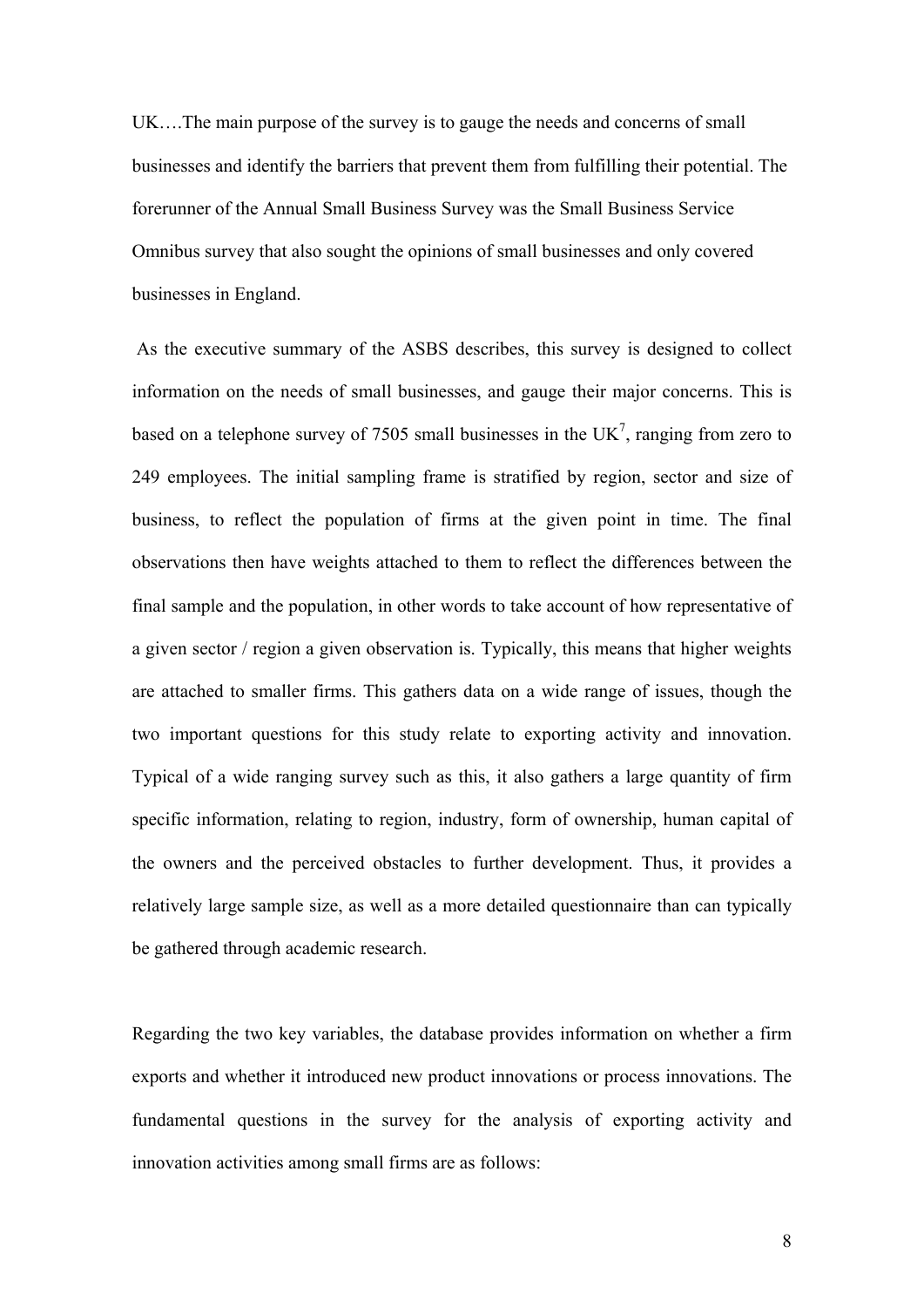UK….The main purpose of the survey is to gauge the needs and concerns of small businesses and identify the barriers that prevent them from fulfilling their potential. The forerunner of the Annual Small Business Survey was the Small Business Service Omnibus survey that also sought the opinions of small businesses and only covered businesses in England.

As the executive summary of the ASBS describes, this survey is designed to collect information on the needs of small businesses, and gauge their major concerns. This is based on a telephone survey of 7505 small businesses in the UK[7], ranging from zero to 249 employees. The initial sampling frame is stratified by region, sector and size of business, to reflect the population of firms at the given point in time. The final observations then have weights attached to them to reflect the differences between the final sample and the population, in other words to take account of how representative of a given sector / region a given observation is. Typically, this means that higher weights are attached to smaller firms. This gathers data on a wide range of issues, though the two important questions for this study relate to exporting activity and innovation. Typical of a wide ranging survey such as this, it also gathers a large quantity of firm specific information, relating to region, industry, form of ownership, human capital of the owners and the perceived obstacles to further development. Thus, it provides a relatively large sample size, as well as a more detailed questionnaire than can typically be gathered through academic research.

Regarding the two key variables, the database provides information on whether a firm exports and whether it introduced new product innovations or process innovations. The fundamental questions in the survey for the analysis of exporting activity and innovation activities among small firms are as follows: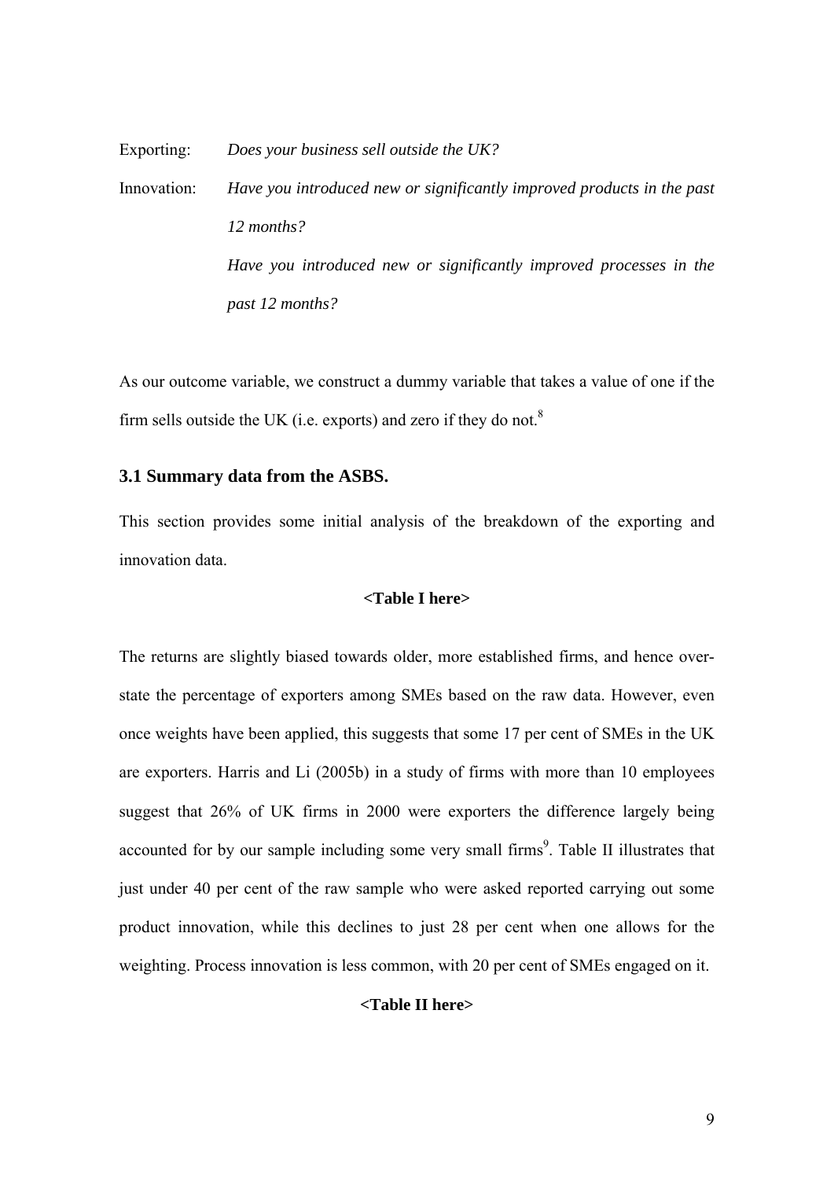Exporting: *Does your business sell outside the UK?*

Innovation: *Have you introduced new or significantly improved products in the past 12 months?*

*Have you introduced new or significantly improved processes in the past 12 months?*

As our outcome variable, we construct a dummy variable that takes a value of one if the firm sells outside the UK (i.e. exports) and zero if they do not.[8]

### 3.1 Summary data from the ASBS.

This section provides some initial analysis of the breakdown of the exporting and innovation data.

**<Table I here>**

The returns are slightly biased towards older, more established firms, and hence over-state the percentage of exporters among SMEs based on the raw data. However, even once weights have been applied, this suggests that some 17 per cent of SMEs in the UK are exporters. Harris and Li (2005b) in a study of firms with more than 10 employees suggest that 26% of UK firms in 2000 were exporters the difference largely being accounted for by our sample including some very small firms[9]. Table II illustrates that just under 40 per cent of the raw sample who were asked reported carrying out some product innovation, while this declines to just 28 per cent when one allows for the weighting. Process innovation is less common, with 20 per cent of SMEs engaged on it.

**<Table II here>**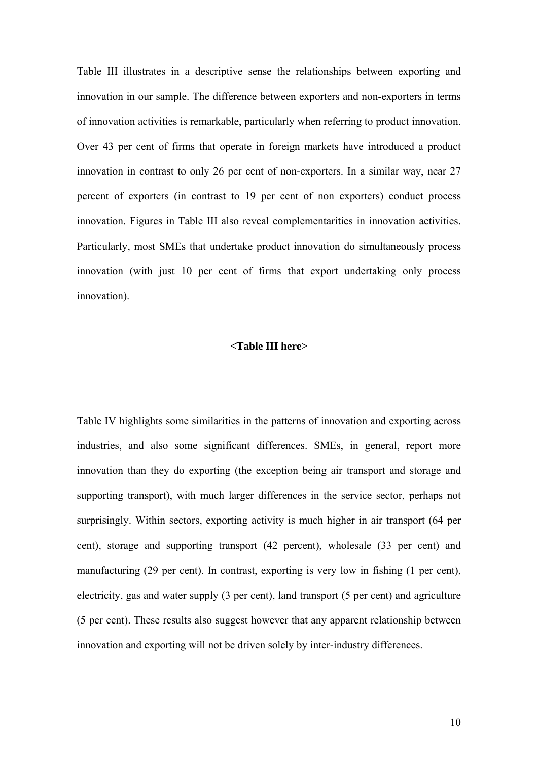Table III illustrates in a descriptive sense the relationships between exporting and innovation in our sample. The difference between exporters and non-exporters in terms of innovation activities is remarkable, particularly when referring to product innovation. Over 43 per cent of firms that operate in foreign markets have introduced a product innovation in contrast to only 26 per cent of non-exporters. In a similar way, near 27 percent of exporters (in contrast to 19 per cent of non exporters) conduct process innovation. Figures in Table III also reveal complementarities in innovation activities. Particularly, most SMEs that undertake product innovation do simultaneously process innovation (with just 10 per cent of firms that export undertaking only process innovation).

**<Table III here>**

Table IV highlights some similarities in the patterns of innovation and exporting across industries, and also some significant differences. SMEs, in general, report more innovation than they do exporting (the exception being air transport and storage and supporting transport), with much larger differences in the service sector, perhaps not surprisingly. Within sectors, exporting activity is much higher in air transport (64 per cent), storage and supporting transport (42 percent), wholesale (33 per cent) and manufacturing (29 per cent). In contrast, exporting is very low in fishing (1 per cent), electricity, gas and water supply (3 per cent), land transport (5 per cent) and agriculture (5 per cent). These results also suggest however that any apparent relationship between innovation and exporting will not be driven solely by inter-industry differences.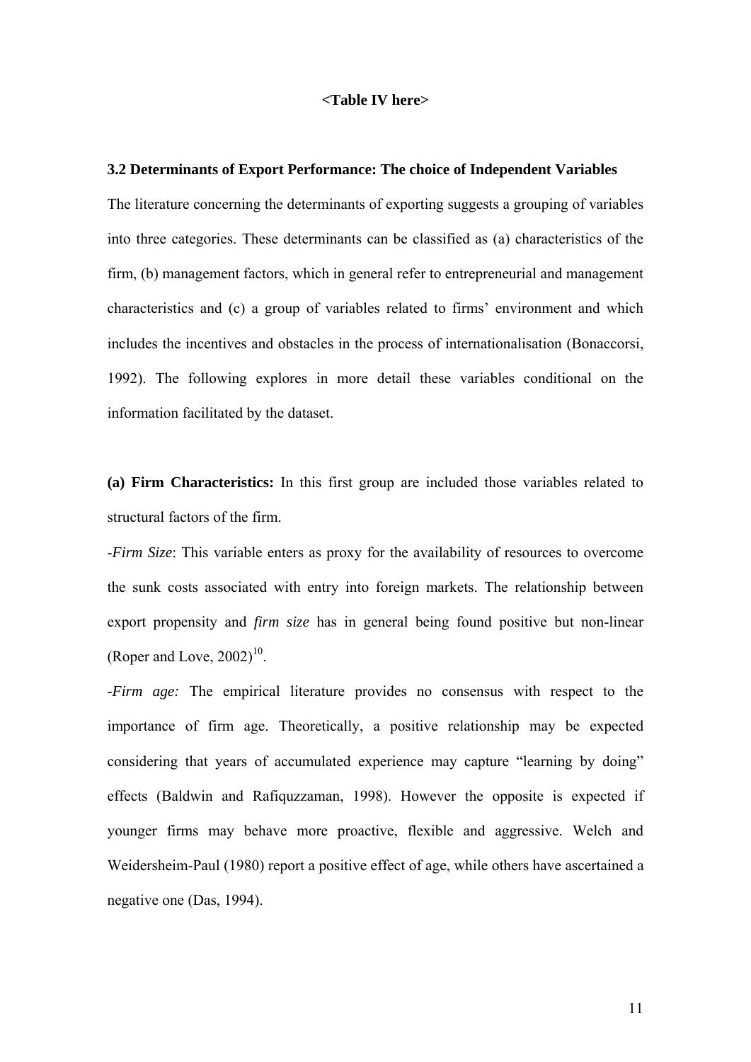**<Table IV here>**

### 3.2 Determinants of Export Performance: The choice of Independent Variables

The literature concerning the determinants of exporting suggests a grouping of variables into three categories. These determinants can be classified as (a) characteristics of the firm, (b) management factors, which in general refer to entrepreneurial and management characteristics and (c) a group of variables related to firms' environment and which includes the incentives and obstacles in the process of internationalisation (Bonaccorsi, 1992). The following explores in more detail these variables conditional on the information facilitated by the dataset.

**(a) Firm Characteristics:** In this first group are included those variables related to structural factors of the firm.

-*Firm Size*: This variable enters as proxy for the availability of resources to overcome the sunk costs associated with entry into foreign markets. The relationship between export propensity and *firm size* has in general being found positive but non-linear (Roper and Love, 2002)[10].

-*Firm age:* The empirical literature provides no consensus with respect to the importance of firm age. Theoretically, a positive relationship may be expected considering that years of accumulated experience may capture "learning by doing" effects (Baldwin and Rafiquzzaman, 1998). However the opposite is expected if younger firms may behave more proactive, flexible and aggressive. Welch and Weidersheim-Paul (1980) report a positive effect of age, while others have ascertained a negative one (Das, 1994).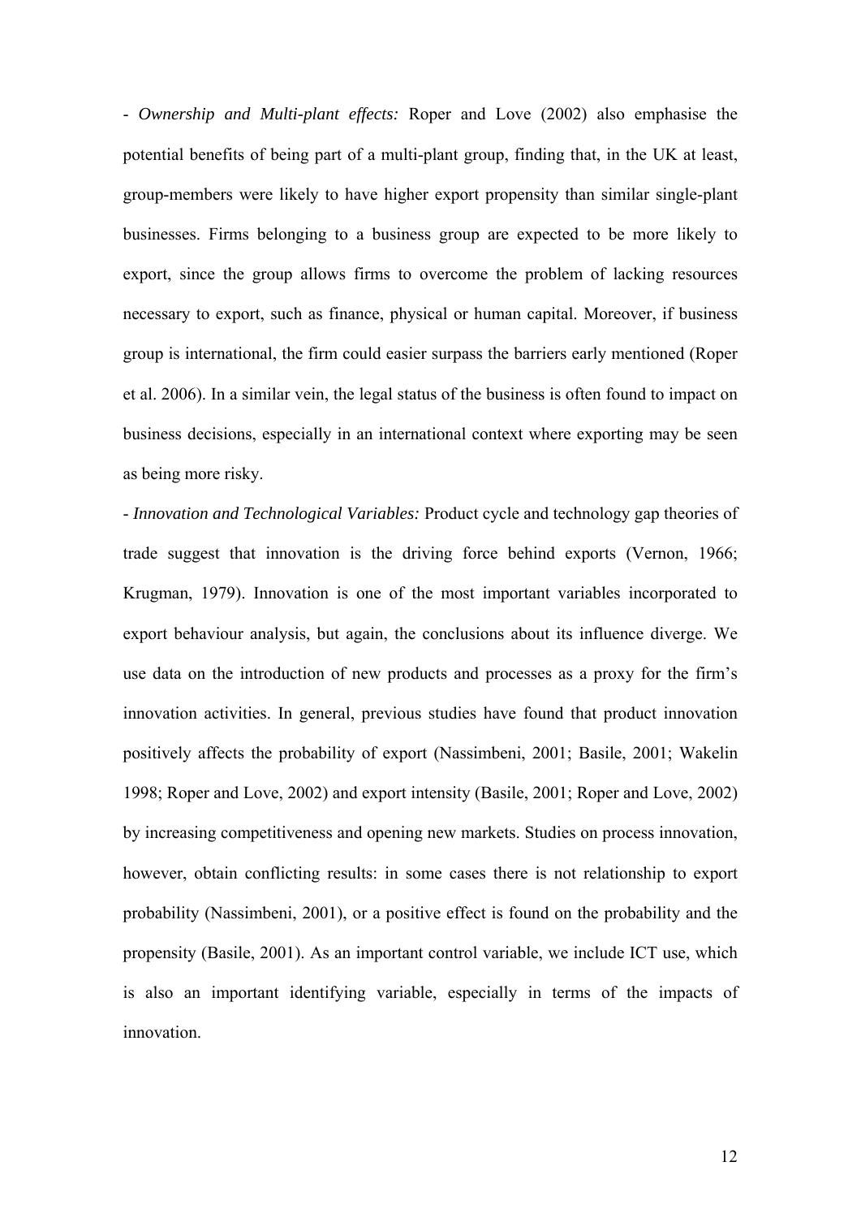- *Ownership and Multi-plant effects:* Roper and Love (2002) also emphasise the potential benefits of being part of a multi-plant group, finding that, in the UK at least, group-members were likely to have higher export propensity than similar single-plant businesses. Firms belonging to a business group are expected to be more likely to export, since the group allows firms to overcome the problem of lacking resources necessary to export, such as finance, physical or human capital. Moreover, if business group is international, the firm could easier surpass the barriers early mentioned (Roper et al. 2006). In a similar vein, the legal status of the business is often found to impact on business decisions, especially in an international context where exporting may be seen as being more risky.

- *Innovation and Technological Variables:* Product cycle and technology gap theories of trade suggest that innovation is the driving force behind exports (Vernon, 1966; Krugman, 1979). Innovation is one of the most important variables incorporated to export behaviour analysis, but again, the conclusions about its influence diverge. We use data on the introduction of new products and processes as a proxy for the firm's innovation activities. In general, previous studies have found that product innovation positively affects the probability of export (Nassimbeni, 2001; Basile, 2001; Wakelin 1998; Roper and Love, 2002) and export intensity (Basile, 2001; Roper and Love, 2002) by increasing competitiveness and opening new markets. Studies on process innovation, however, obtain conflicting results: in some cases there is not relationship to export probability (Nassimbeni, 2001), or a positive effect is found on the probability and the propensity (Basile, 2001). As an important control variable, we include ICT use, which is also an important identifying variable, especially in terms of the impacts of innovation.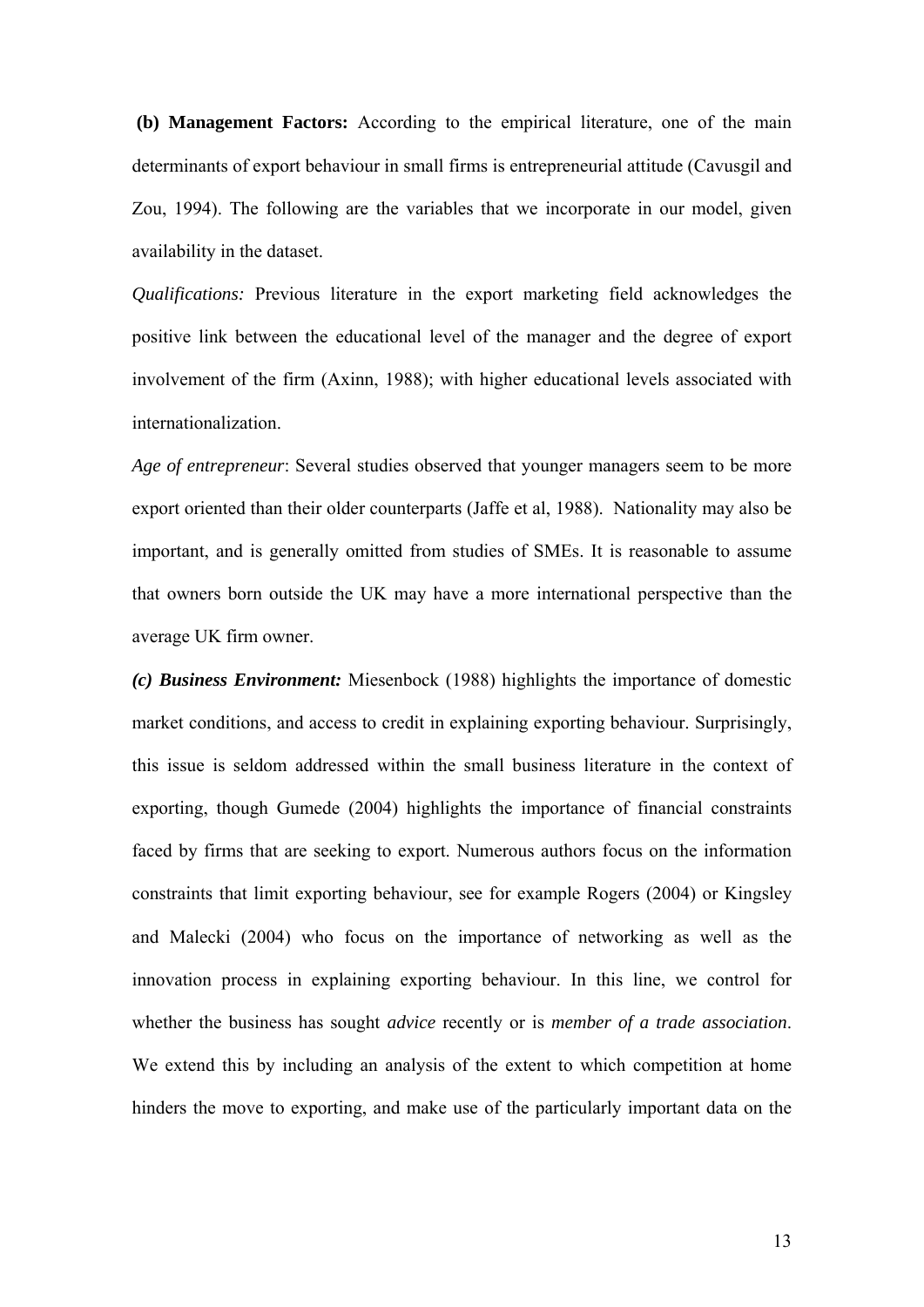**(b) Management Factors:** According to the empirical literature, one of the main determinants of export behaviour in small firms is entrepreneurial attitude (Cavusgil and Zou, 1994). The following are the variables that we incorporate in our model, given availability in the dataset.

*Qualifications:* Previous literature in the export marketing field acknowledges the positive link between the educational level of the manager and the degree of export involvement of the firm (Axinn, 1988); with higher educational levels associated with internationalization.

*Age of entrepreneur*: Several studies observed that younger managers seem to be more export oriented than their older counterparts (Jaffe et al, 1988). Nationality may also be important, and is generally omitted from studies of SMEs. It is reasonable to assume that owners born outside the UK may have a more international perspective than the average UK firm owner.

***(c) Business Environment:*** Miesenbock (1988) highlights the importance of domestic market conditions, and access to credit in explaining exporting behaviour. Surprisingly, this issue is seldom addressed within the small business literature in the context of exporting, though Gumede (2004) highlights the importance of financial constraints faced by firms that are seeking to export. Numerous authors focus on the information constraints that limit exporting behaviour, see for example Rogers (2004) or Kingsley and Malecki (2004) who focus on the importance of networking as well as the innovation process in explaining exporting behaviour. In this line, we control for whether the business has sought *advice* recently or is *member of a trade association*. We extend this by including an analysis of the extent to which competition at home hinders the move to exporting, and make use of the particularly important data on the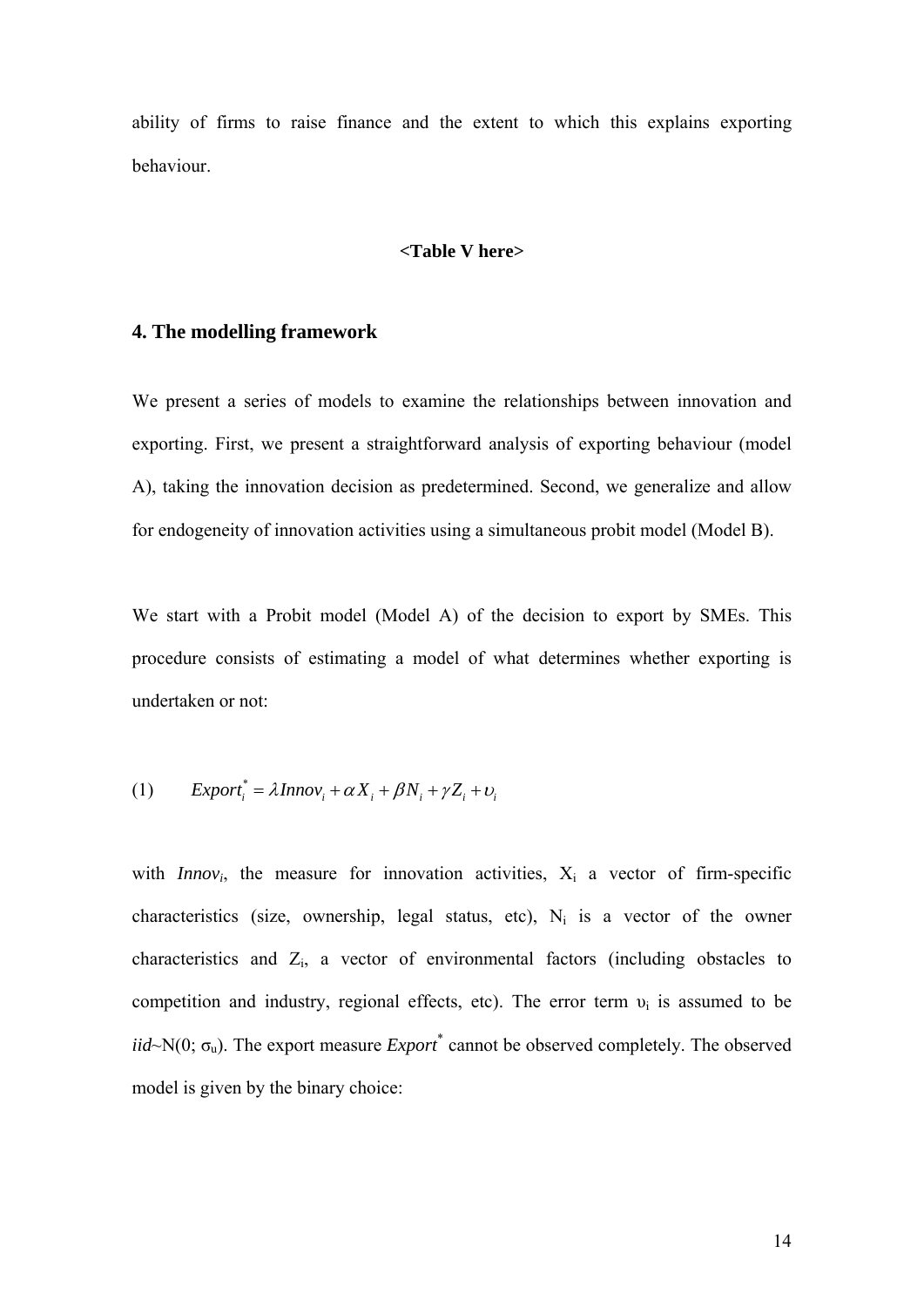ability of firms to raise finance and the extent to which this explains exporting behaviour.

**<Table V here>**

## 4. The modelling framework

We present a series of models to examine the relationships between innovation and exporting. First, we present a straightforward analysis of exporting behaviour (model A), taking the innovation decision as predetermined. Second, we generalize and allow for endogeneity of innovation activities using a simultaneous probit model (Model B).

We start with a Probit model (Model A) of the decision to export by SMEs. This procedure consists of estimating a model of what determines whether exporting is undertaken or not:

$$(1) \qquad Export_i^* = \lambda Innov_i + \alpha X_i + \beta N_i + \gamma Z_i + \upsilon_i$$

with $Innov_i$, the measure for innovation activities, $X_i$ a vector of firm-specific characteristics (size, ownership, legal status, etc), $N_i$ is a vector of the owner characteristics and $Z_i$, a vector of environmental factors (including obstacles to competition and industry, regional effects, etc). The error term $\upsilon_i$ is assumed to be *iid*~N(0; $\sigma_u$). The export measure $Export^*$ cannot be observed completely. The observed model is given by the binary choice: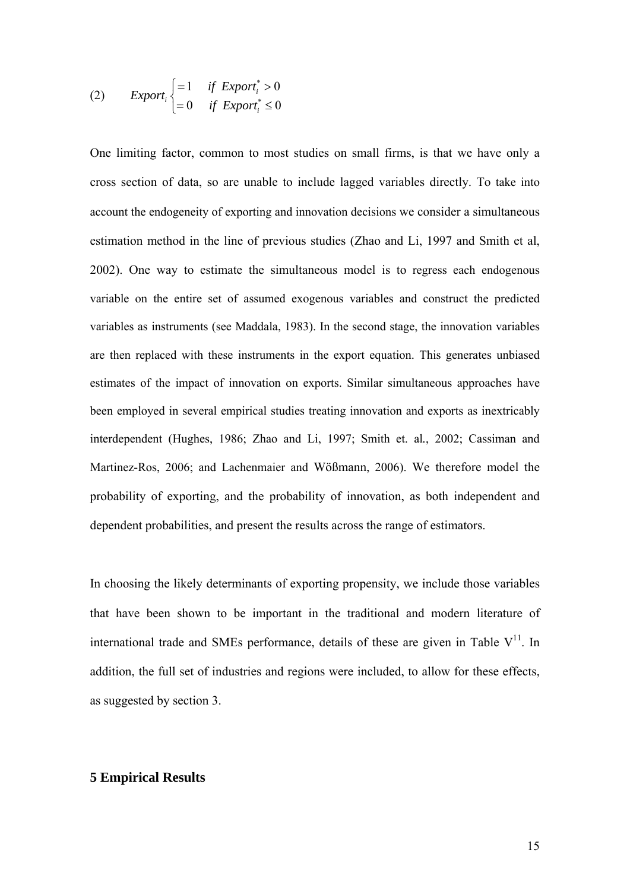$$(2) \qquad Export_i \begin{cases} = 1 & if \;\; Export_i^* > 0 \\ = 0 & if \;\; Export_i^* \leq 0 \end{cases}$$

One limiting factor, common to most studies on small firms, is that we have only a cross section of data, so are unable to include lagged variables directly. To take into account the endogeneity of exporting and innovation decisions we consider a simultaneous estimation method in the line of previous studies (Zhao and Li, 1997 and Smith et al, 2002). One way to estimate the simultaneous model is to regress each endogenous variable on the entire set of assumed exogenous variables and construct the predicted variables as instruments (see Maddala, 1983). In the second stage, the innovation variables are then replaced with these instruments in the export equation. This generates unbiased estimates of the impact of innovation on exports. Similar simultaneous approaches have been employed in several empirical studies treating innovation and exports as inextricably interdependent (Hughes, 1986; Zhao and Li, 1997; Smith et. al., 2002; Cassiman and Martinez-Ros, 2006; and Lachenmaier and Wößmann, 2006). We therefore model the probability of exporting, and the probability of innovation, as both independent and dependent probabilities, and present the results across the range of estimators.

In choosing the likely determinants of exporting propensity, we include those variables that have been shown to be important in the traditional and modern literature of international trade and SMEs performance, details of these are given in Table V[11]. In addition, the full set of industries and regions were included, to allow for these effects, as suggested by section 3.

## 5 Empirical Results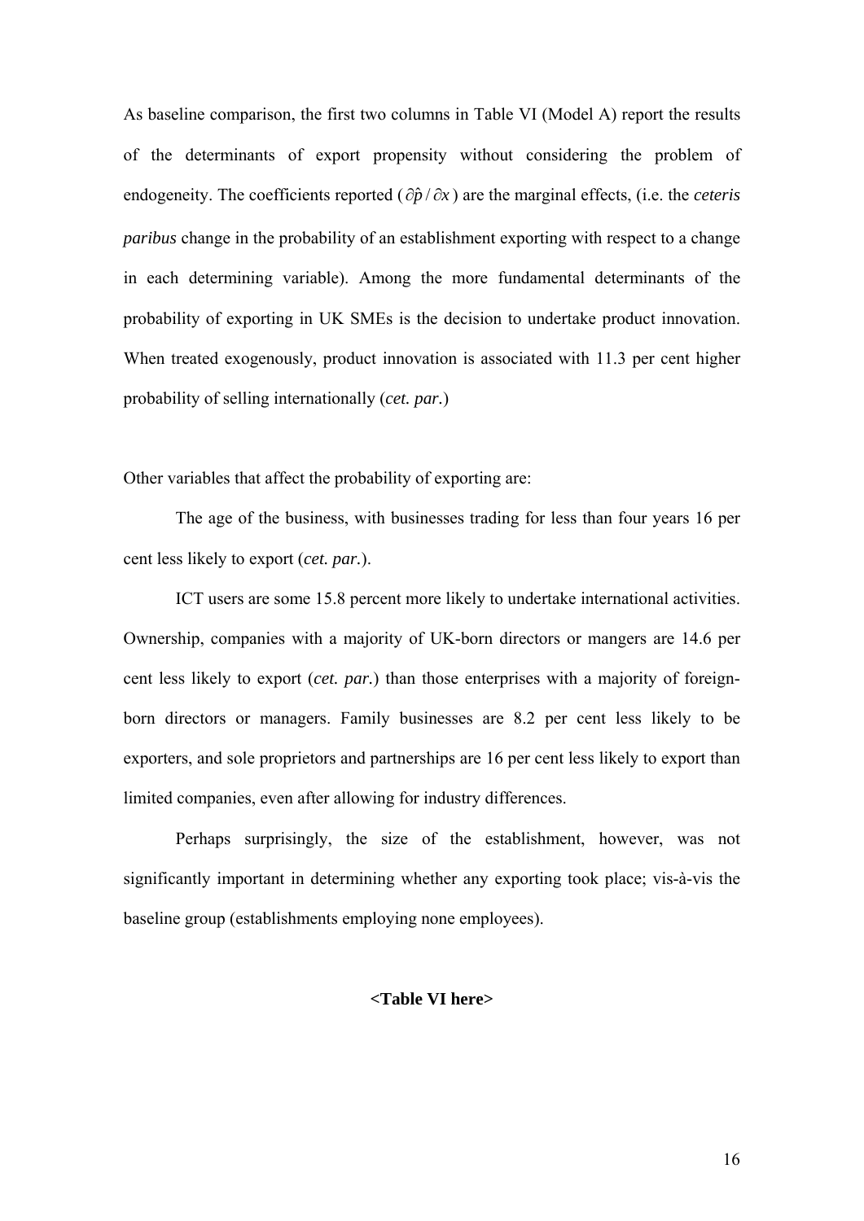As baseline comparison, the first two columns in Table VI (Model A) report the results of the determinants of export propensity without considering the problem of endogeneity. The coefficients reported ($\partial\hat{p}/\partial x$) are the marginal effects, (i.e. the *ceteris paribus* change in the probability of an establishment exporting with respect to a change in each determining variable). Among the more fundamental determinants of the probability of exporting in UK SMEs is the decision to undertake product innovation. When treated exogenously, product innovation is associated with 11.3 per cent higher probability of selling internationally (*cet. par.*)

Other variables that affect the probability of exporting are:

The age of the business, with businesses trading for less than four years 16 per cent less likely to export (*cet. par.*).

ICT users are some 15.8 percent more likely to undertake international activities. Ownership, companies with a majority of UK-born directors or mangers are 14.6 per cent less likely to export (*cet. par.*) than those enterprises with a majority of foreign-born directors or managers. Family businesses are 8.2 per cent less likely to be exporters, and sole proprietors and partnerships are 16 per cent less likely to export than limited companies, even after allowing for industry differences.

Perhaps surprisingly, the size of the establishment, however, was not significantly important in determining whether any exporting took place; vis-à-vis the baseline group (establishments employing none employees).

**<Table VI here>**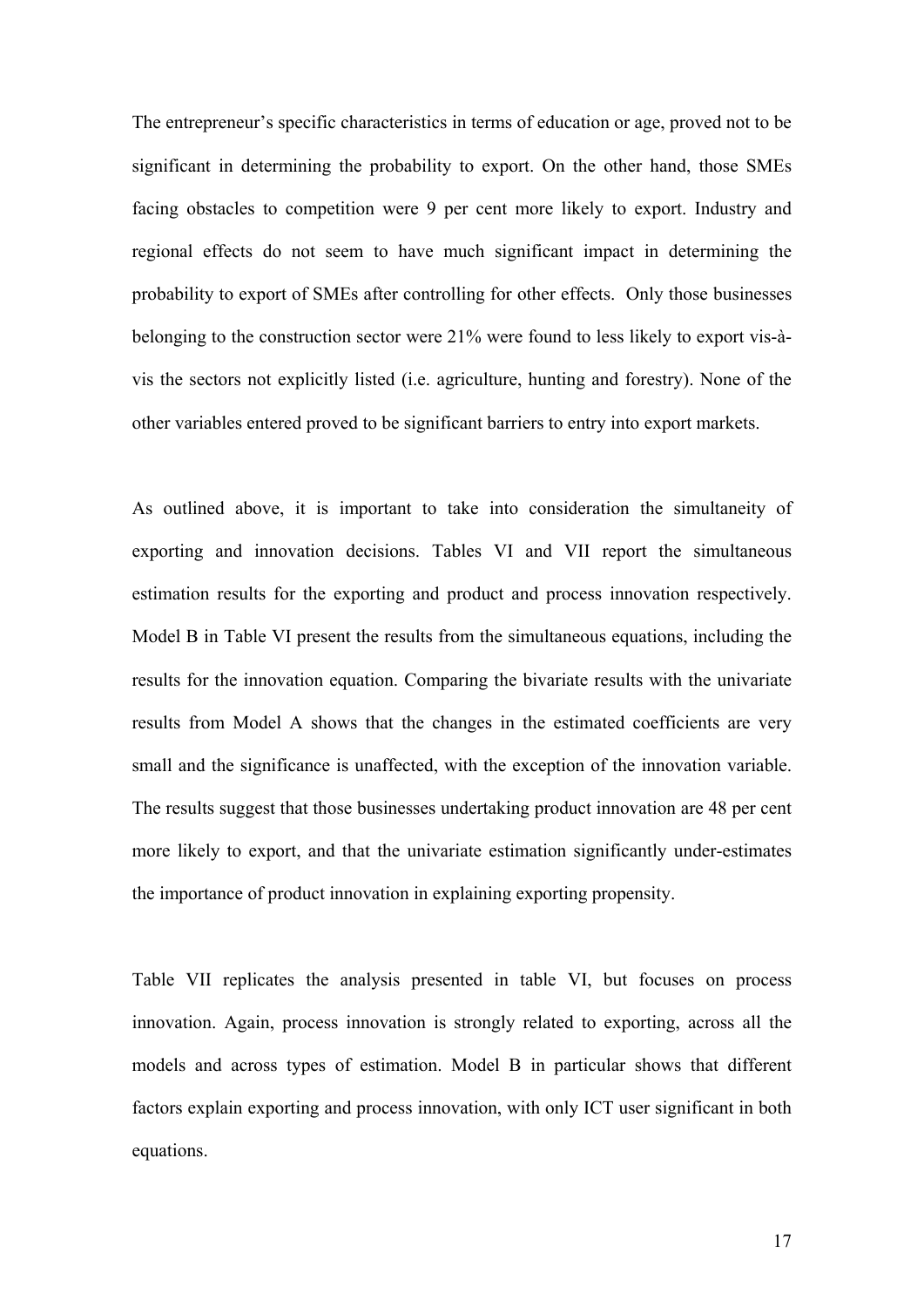The entrepreneur's specific characteristics in terms of education or age, proved not to be significant in determining the probability to export. On the other hand, those SMEs facing obstacles to competition were 9 per cent more likely to export. Industry and regional effects do not seem to have much significant impact in determining the probability to export of SMEs after controlling for other effects. Only those businesses belonging to the construction sector were 21% were found to less likely to export vis-à-vis the sectors not explicitly listed (i.e. agriculture, hunting and forestry). None of the other variables entered proved to be significant barriers to entry into export markets.

As outlined above, it is important to take into consideration the simultaneity of exporting and innovation decisions. Tables VI and VII report the simultaneous estimation results for the exporting and product and process innovation respectively. Model B in Table VI present the results from the simultaneous equations, including the results for the innovation equation. Comparing the bivariate results with the univariate results from Model A shows that the changes in the estimated coefficients are very small and the significance is unaffected, with the exception of the innovation variable. The results suggest that those businesses undertaking product innovation are 48 per cent more likely to export, and that the univariate estimation significantly under-estimates the importance of product innovation in explaining exporting propensity.

Table VII replicates the analysis presented in table VI, but focuses on process innovation. Again, process innovation is strongly related to exporting, across all the models and across types of estimation. Model B in particular shows that different factors explain exporting and process innovation, with only ICT user significant in both equations.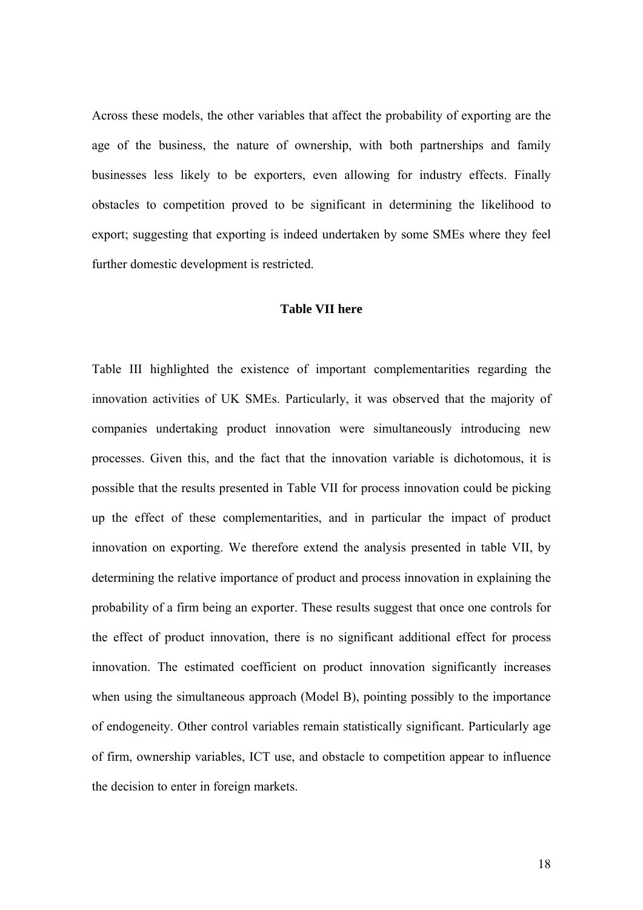Across these models, the other variables that affect the probability of exporting are the age of the business, the nature of ownership, with both partnerships and family businesses less likely to be exporters, even allowing for industry effects. Finally obstacles to competition proved to be significant in determining the likelihood to export; suggesting that exporting is indeed undertaken by some SMEs where they feel further domestic development is restricted.

**Table VII here**

Table III highlighted the existence of important complementarities regarding the innovation activities of UK SMEs. Particularly, it was observed that the majority of companies undertaking product innovation were simultaneously introducing new processes. Given this, and the fact that the innovation variable is dichotomous, it is possible that the results presented in Table VII for process innovation could be picking up the effect of these complementarities, and in particular the impact of product innovation on exporting. We therefore extend the analysis presented in table VII, by determining the relative importance of product and process innovation in explaining the probability of a firm being an exporter. These results suggest that once one controls for the effect of product innovation, there is no significant additional effect for process innovation. The estimated coefficient on product innovation significantly increases when using the simultaneous approach (Model B), pointing possibly to the importance of endogeneity. Other control variables remain statistically significant. Particularly age of firm, ownership variables, ICT use, and obstacle to competition appear to influence the decision to enter in foreign markets.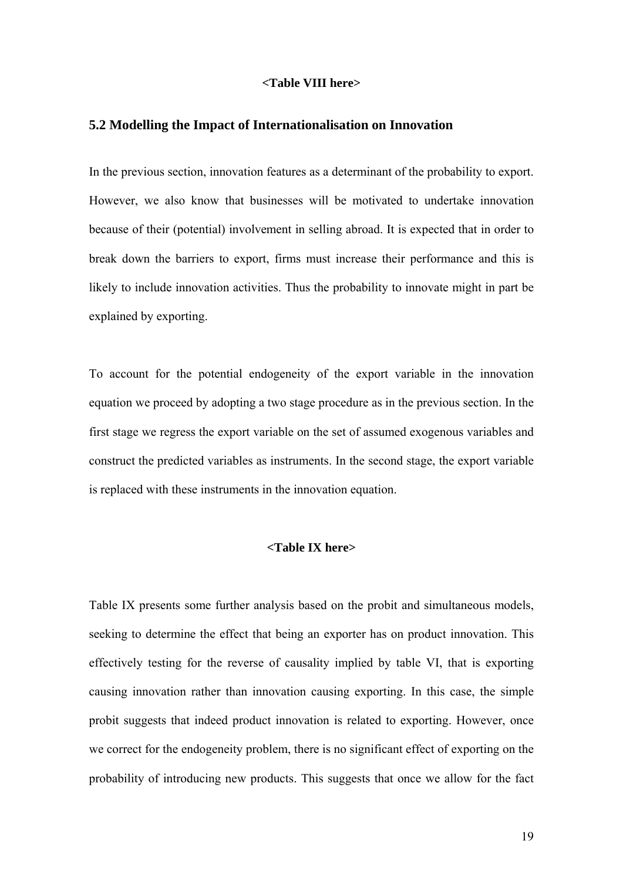**<Table VIII here>**

## 5.2 Modelling the Impact of Internationalisation on Innovation

In the previous section, innovation features as a determinant of the probability to export. However, we also know that businesses will be motivated to undertake innovation because of their (potential) involvement in selling abroad. It is expected that in order to break down the barriers to export, firms must increase their performance and this is likely to include innovation activities. Thus the probability to innovate might in part be explained by exporting.

To account for the potential endogeneity of the export variable in the innovation equation we proceed by adopting a two stage procedure as in the previous section. In the first stage we regress the export variable on the set of assumed exogenous variables and construct the predicted variables as instruments. In the second stage, the export variable is replaced with these instruments in the innovation equation.

**<Table IX here>**

Table IX presents some further analysis based on the probit and simultaneous models, seeking to determine the effect that being an exporter has on product innovation. This effectively testing for the reverse of causality implied by table VI, that is exporting causing innovation rather than innovation causing exporting. In this case, the simple probit suggests that indeed product innovation is related to exporting. However, once we correct for the endogeneity problem, there is no significant effect of exporting on the probability of introducing new products. This suggests that once we allow for the fact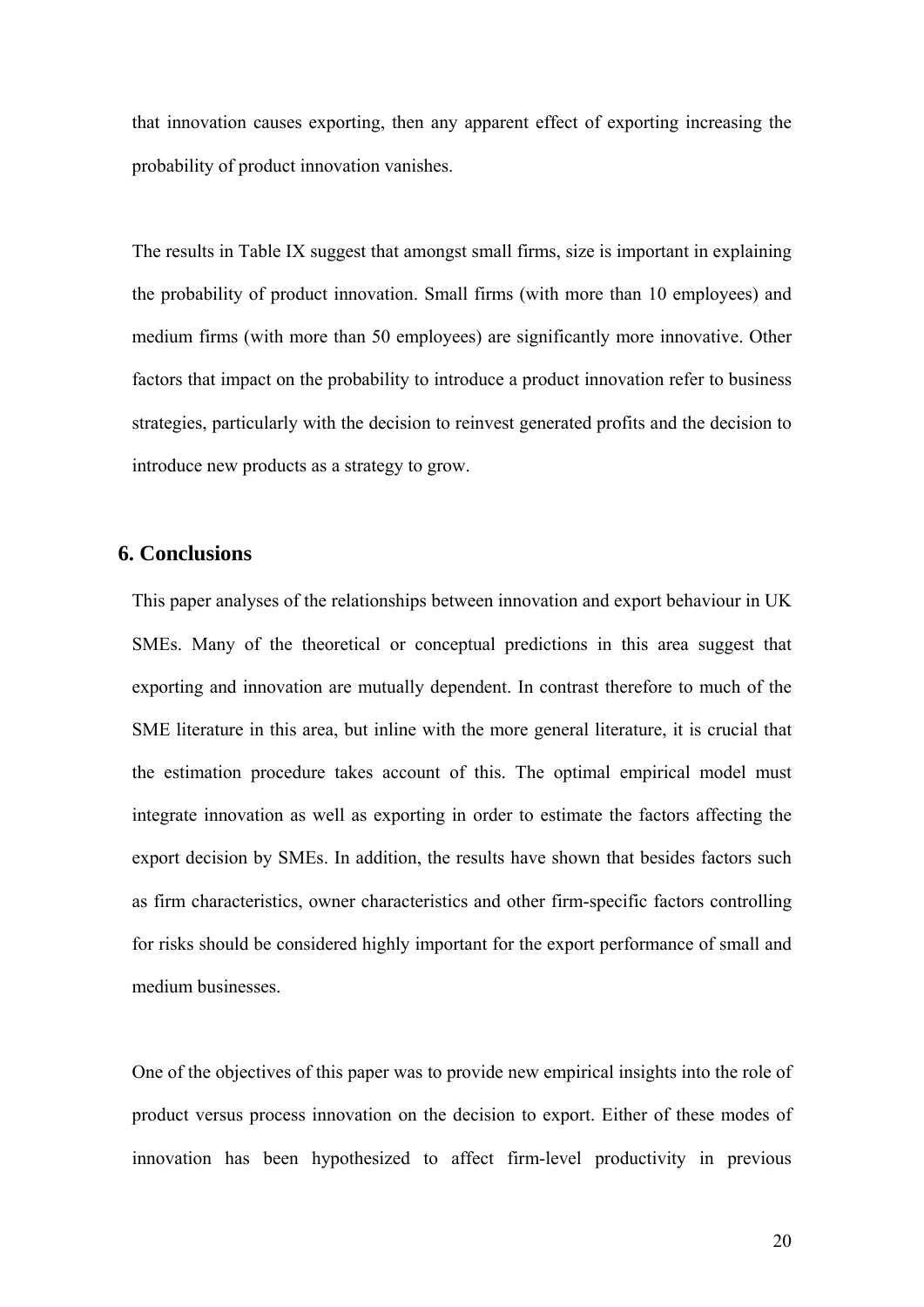that innovation causes exporting, then any apparent effect of exporting increasing the probability of product innovation vanishes.

The results in Table IX suggest that amongst small firms, size is important in explaining the probability of product innovation. Small firms (with more than 10 employees) and medium firms (with more than 50 employees) are significantly more innovative. Other factors that impact on the probability to introduce a product innovation refer to business strategies, particularly with the decision to reinvest generated profits and the decision to introduce new products as a strategy to grow.

## 6. Conclusions

This paper analyses of the relationships between innovation and export behaviour in UK SMEs. Many of the theoretical or conceptual predictions in this area suggest that exporting and innovation are mutually dependent. In contrast therefore to much of the SME literature in this area, but inline with the more general literature, it is crucial that the estimation procedure takes account of this. The optimal empirical model must integrate innovation as well as exporting in order to estimate the factors affecting the export decision by SMEs. In addition, the results have shown that besides factors such as firm characteristics, owner characteristics and other firm-specific factors controlling for risks should be considered highly important for the export performance of small and medium businesses.

One of the objectives of this paper was to provide new empirical insights into the role of product versus process innovation on the decision to export. Either of these modes of innovation has been hypothesized to affect firm-level productivity in previous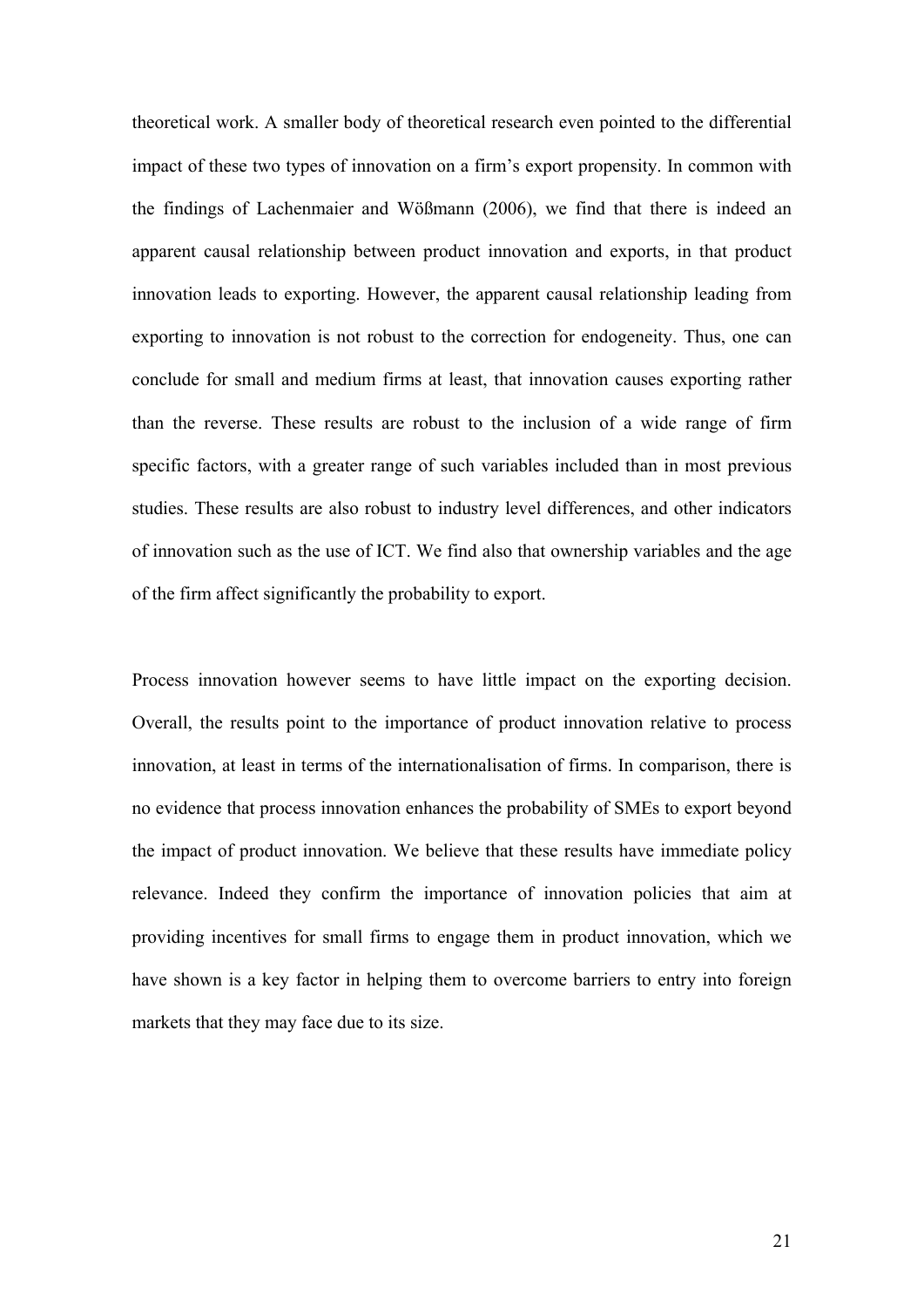theoretical work. A smaller body of theoretical research even pointed to the differential impact of these two types of innovation on a firm's export propensity. In common with the findings of Lachenmaier and Wößmann (2006), we find that there is indeed an apparent causal relationship between product innovation and exports, in that product innovation leads to exporting. However, the apparent causal relationship leading from exporting to innovation is not robust to the correction for endogeneity. Thus, one can conclude for small and medium firms at least, that innovation causes exporting rather than the reverse. These results are robust to the inclusion of a wide range of firm specific factors, with a greater range of such variables included than in most previous studies. These results are also robust to industry level differences, and other indicators of innovation such as the use of ICT. We find also that ownership variables and the age of the firm affect significantly the probability to export.

Process innovation however seems to have little impact on the exporting decision. Overall, the results point to the importance of product innovation relative to process innovation, at least in terms of the internationalisation of firms. In comparison, there is no evidence that process innovation enhances the probability of SMEs to export beyond the impact of product innovation. We believe that these results have immediate policy relevance. Indeed they confirm the importance of innovation policies that aim at providing incentives for small firms to engage them in product innovation, which we have shown is a key factor in helping them to overcome barriers to entry into foreign markets that they may face due to its size.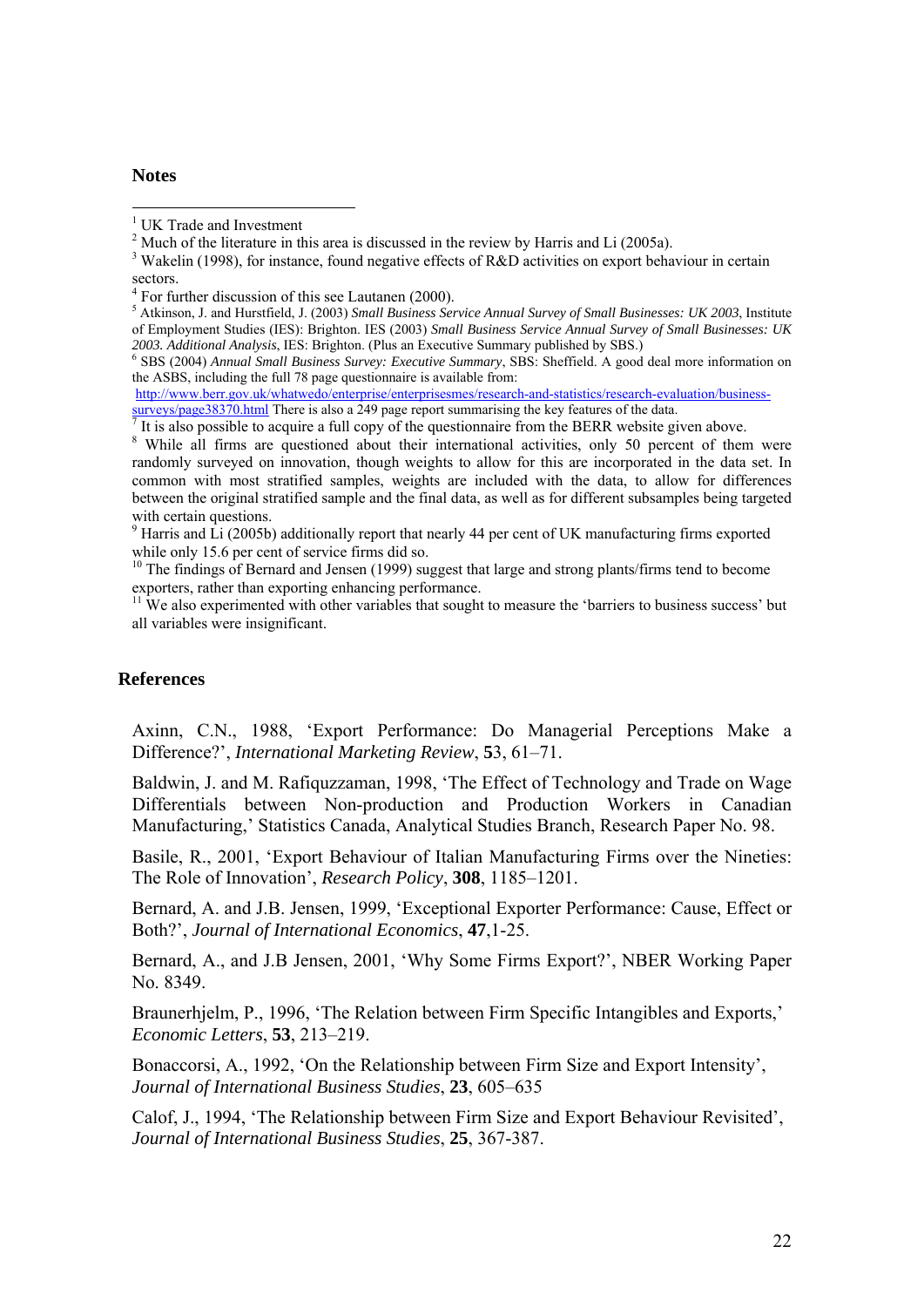## Notes

[1] UK Trade and Investment

[2] Much of the literature in this area is discussed in the review by Harris and Li (2005a).

[3] Wakelin (1998), for instance, found negative effects of R&D activities on export behaviour in certain sectors.

[4] For further discussion of this see Lautanen (2000).

[5] Atkinson, J. and Hurstfield, J. (2003) *Small Business Service Annual Survey of Small Businesses: UK 2003*, Institute of Employment Studies (IES): Brighton. IES (2003) *Small Business Service Annual Survey of Small Businesses: UK 2003. Additional Analysis*, IES: Brighton. (Plus an Executive Summary published by SBS.)

[6] SBS (2004) *Annual Small Business Survey: Executive Summary*, SBS: Sheffield. A good deal more information on the ASBS, including the full 78 page questionnaire is available from: http://www.berr.gov.uk/whatwedo/enterprise/enterprisesmes/research-and-statistics/research-evaluation/business-surveys/page38370.html There is also a 249 page report summarising the key features of the data.

[7] It is also possible to acquire a full copy of the questionnaire from the BERR website given above.

[8] While all firms are questioned about their international activities, only 50 percent of them were randomly surveyed on innovation, though weights to allow for this are incorporated in the data set. In common with most stratified samples, weights are included with the data, to allow for differences between the original stratified sample and the final data, as well as for different subsamples being targeted with certain questions.

[9] Harris and Li (2005b) additionally report that nearly 44 per cent of UK manufacturing firms exported while only 15.6 per cent of service firms did so.

[10] The findings of Bernard and Jensen (1999) suggest that large and strong plants/firms tend to become exporters, rather than exporting enhancing performance.

[11] We also experimented with other variables that sought to measure the 'barriers to business success' but all variables were insignificant.

## References

Axinn, C.N., 1988, 'Export Performance: Do Managerial Perceptions Make a Difference?', *International Marketing Review*, **5**3, 61–71.

Baldwin, J. and M. Rafiquzzaman, 1998, 'The Effect of Technology and Trade on Wage Differentials between Non-production and Production Workers in Canadian Manufacturing,' Statistics Canada, Analytical Studies Branch, Research Paper No. 98.

Basile, R., 2001, 'Export Behaviour of Italian Manufacturing Firms over the Nineties: The Role of Innovation', *Research Policy*, **308**, 1185–1201.

Bernard, A. and J.B. Jensen, 1999, 'Exceptional Exporter Performance: Cause, Effect or Both?', *Journal of International Economics*, **47**,1-25.

Bernard, A., and J.B Jensen, 2001, 'Why Some Firms Export?', NBER Working Paper No. 8349.

Braunerhjelm, P., 1996, 'The Relation between Firm Specific Intangibles and Exports,' *Economic Letters*, **53**, 213–219.

Bonaccorsi, A., 1992, 'On the Relationship between Firm Size and Export Intensity', *Journal of International Business Studies*, **23**, 605–635

Calof, J., 1994, 'The Relationship between Firm Size and Export Behaviour Revisited', *Journal of International Business Studies*, **25**, 367-387.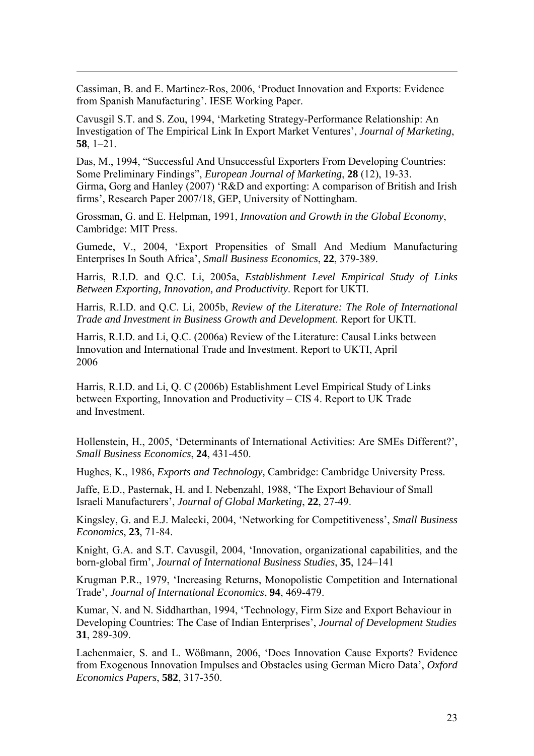Cassiman, B. and E. Martinez-Ros, 2006, 'Product Innovation and Exports: Evidence from Spanish Manufacturing'. IESE Working Paper.

Cavusgil S.T. and S. Zou, 1994, 'Marketing Strategy-Performance Relationship: An Investigation of The Empirical Link In Export Market Ventures', *Journal of Marketing*, **58**, 1–21.

Das, M., 1994, "Successful And Unsuccessful Exporters From Developing Countries: Some Preliminary Findings", *European Journal of Marketing*, **28** (12), 19-33.
Girma, Gorg and Hanley (2007) 'R&D and exporting: A comparison of British and Irish firms', Research Paper 2007/18, GEP, University of Nottingham.

Grossman, G. and E. Helpman, 1991, *Innovation and Growth in the Global Economy*, Cambridge: MIT Press.

Gumede, V., 2004, 'Export Propensities of Small And Medium Manufacturing Enterprises In South Africa', *Small Business Economics*, **22**, 379-389.

Harris, R.I.D. and Q.C. Li, 2005a, *Establishment Level Empirical Study of Links Between Exporting, Innovation, and Productivity*. Report for UKTI.

Harris, R.I.D. and Q.C. Li, 2005b, *Review of the Literature: The Role of International Trade and Investment in Business Growth and Development*. Report for UKTI.

Harris, R.I.D. and Li, Q.C. (2006a) Review of the Literature: Causal Links between Innovation and International Trade and Investment. Report to UKTI, April 2006

Harris, R.I.D. and Li, Q. C (2006b) Establishment Level Empirical Study of Links between Exporting, Innovation and Productivity – CIS 4. Report to UK Trade and Investment.

Hollenstein, H., 2005, 'Determinants of International Activities: Are SMEs Different?', *Small Business Economics*, **24**, 431-450.

Hughes, K., 1986, *Exports and Technology,* Cambridge: Cambridge University Press.

Jaffe, E.D., Pasternak, H. and I. Nebenzahl, 1988, 'The Export Behaviour of Small Israeli Manufacturers', *Journal of Global Marketing*, **22**, 27-49.

Kingsley, G. and E.J. Malecki, 2004, 'Networking for Competitiveness', *Small Business Economics*, **23**, 71-84.

Knight, G.A. and S.T. Cavusgil, 2004, 'Innovation, organizational capabilities, and the born-global firm', *Journal of International Business Studies*, **35**, 124–141

Krugman P.R., 1979, 'Increasing Returns, Monopolistic Competition and International Trade', *Journal of International Economics*, **94**, 469-479.

Kumar, N. and N. Siddharthan, 1994, 'Technology, Firm Size and Export Behaviour in Developing Countries: The Case of Indian Enterprises', *Journal of Development Studies* **31**, 289-309.

Lachenmaier, S. and L. Wößmann, 2006, 'Does Innovation Cause Exports? Evidence from Exogenous Innovation Impulses and Obstacles using German Micro Data', *Oxford Economics Papers*, **582**, 317-350.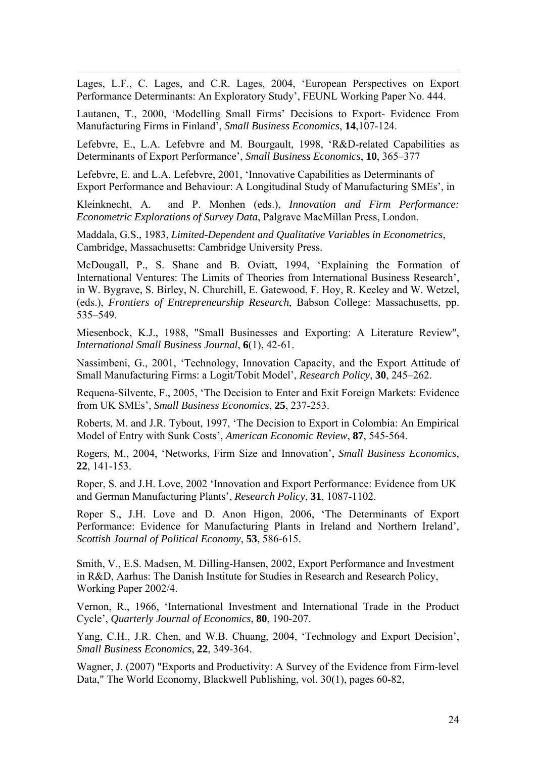Lages, L.F., C. Lages, and C.R. Lages, 2004, 'European Perspectives on Export Performance Determinants: An Exploratory Study', FEUNL Working Paper No. 444.

Lautanen, T., 2000, 'Modelling Small Firms' Decisions to Export- Evidence From Manufacturing Firms in Finland', *Small Business Economics*, **14**,107-124.

Lefebvre, E., L.A. Lefebvre and M. Bourgault, 1998, 'R&D-related Capabilities as Determinants of Export Performance', *Small Business Economics*, **10**, 365–377

Lefebvre, E. and L.A. Lefebvre, 2001, 'Innovative Capabilities as Determinants of Export Performance and Behaviour: A Longitudinal Study of Manufacturing SMEs', in

Kleinknecht, A. and P. Monhen (eds.), *Innovation and Firm Performance: Econometric Explorations of Survey Data*, Palgrave MacMillan Press, London.

Maddala, G.S., 1983, *Limited-Dependent and Qualitative Variables in Econometrics*, Cambridge, Massachusetts: Cambridge University Press.

McDougall, P., S. Shane and B. Oviatt, 1994, 'Explaining the Formation of International Ventures: The Limits of Theories from International Business Research', in W. Bygrave, S. Birley, N. Churchill, E. Gatewood, F. Hoy, R. Keeley and W. Wetzel, (eds.), *Frontiers of Entrepreneurship Research*, Babson College: Massachusetts, pp. 535–549.

Miesenbock, K.J., 1988, "Small Businesses and Exporting: A Literature Review", *International Small Business Journal*, **6**(1), 42-61.

Nassimbeni, G., 2001, 'Technology, Innovation Capacity, and the Export Attitude of Small Manufacturing Firms: a Logit/Tobit Model', *Research Policy*, **30**, 245–262.

Requena-Silvente, F., 2005, 'The Decision to Enter and Exit Foreign Markets: Evidence from UK SMEs', *Small Business Economics*, **25**, 237-253.

Roberts, M. and J.R. Tybout, 1997, 'The Decision to Export in Colombia: An Empirical Model of Entry with Sunk Costs', *American Economic Review*, **87**, 545-564.

Rogers, M., 2004, 'Networks, Firm Size and Innovation', *Small Business Economics*, **22**, 141-153.

Roper, S. and J.H. Love, 2002 'Innovation and Export Performance: Evidence from UK and German Manufacturing Plants', *Research Policy*, **31**, 1087-1102.

Roper S., J.H. Love and D. Anon Higon, 2006, 'The Determinants of Export Performance: Evidence for Manufacturing Plants in Ireland and Northern Ireland', *Scottish Journal of Political Economy*, **53**, 586-615.

Smith, V., E.S. Madsen, M. Dilling-Hansen, 2002, Export Performance and Investment in R&D, Aarhus: The Danish Institute for Studies in Research and Research Policy, Working Paper 2002/4.

Vernon, R., 1966, 'International Investment and International Trade in the Product Cycle', *Quarterly Journal of Economics*, **80**, 190-207.

Yang, C.H., J.R. Chen, and W.B. Chuang, 2004, 'Technology and Export Decision', *Small Business Economics*, **22**, 349-364.

Wagner, J. (2007) "Exports and Productivity: A Survey of the Evidence from Firm-level Data," The World Economy, Blackwell Publishing, vol. 30(1), pages 60-82,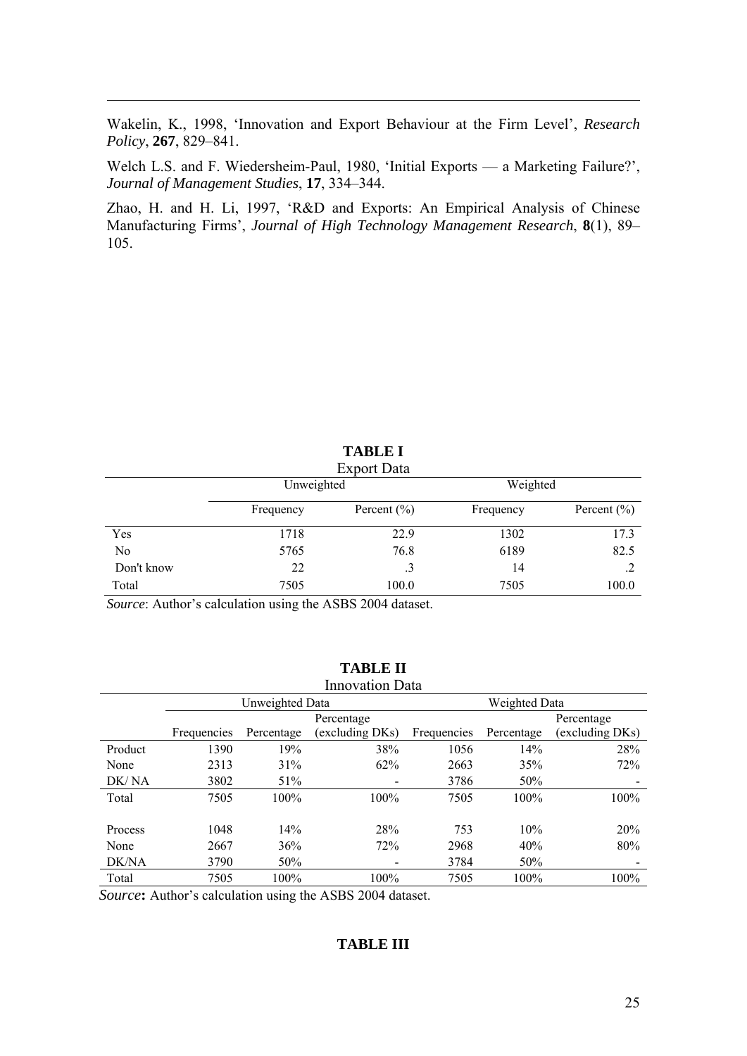Wakelin, K., 1998, 'Innovation and Export Behaviour at the Firm Level', *Research Policy*, **267**, 829–841.

Welch L.S. and F. Wiedersheim-Paul, 1980, 'Initial Exports — a Marketing Failure?', *Journal of Management Studies*, **17**, 334–344.

Zhao, H. and H. Li, 1997, 'R&D and Exports: An Empirical Analysis of Chinese Manufacturing Firms', *Journal of High Technology Management Research*, **8**(1), 89–105.

**TABLE I**

Export Data

| | Unweighted | | Weighted | |
|---|---|---|---|---|
| | Frequency | Percent (%) | Frequency | Percent (%) |
| Yes | 1718 | 22.9 | 1302 | 17.3 |
| No | 5765 | 76.8 | 6189 | 82.5 |
| Don't know | 22 | .3 | 14 | .2 |
| Total | 7505 | 100.0 | 7505 | 100.0 |

*Source*: Author's calculation using the ASBS 2004 dataset.

**TABLE II**

Innovation Data

| | Unweighted Data | | | Weighted Data | | |
|---|---|---|---|---|---|---|
| | Frequencies | Percentage | Percentage (excluding DKs) | Frequencies | Percentage | Percentage (excluding DKs) |
| Product | 1390 | 19% | 38% | 1056 | 14% | 28% |
| None | 2313 | 31% | 62% | 2663 | 35% | 72% |
| DK/ NA | 3802 | 51% | - | 3786 | 50% | - |
| Total | 7505 | 100% | 100% | 7505 | 100% | 100% |
| | | | | | | |
| Process | 1048 | 14% | 28% | 753 | 10% | 20% |
| None | 2667 | 36% | 72% | 2968 | 40% | 80% |
| DK/NA | 3790 | 50% | - | 3784 | 50% | - |
| Total | 7505 | 100% | 100% | 7505 | 100% | 100% |

*Source*: Author's calculation using the ASBS 2004 dataset.

**TABLE III**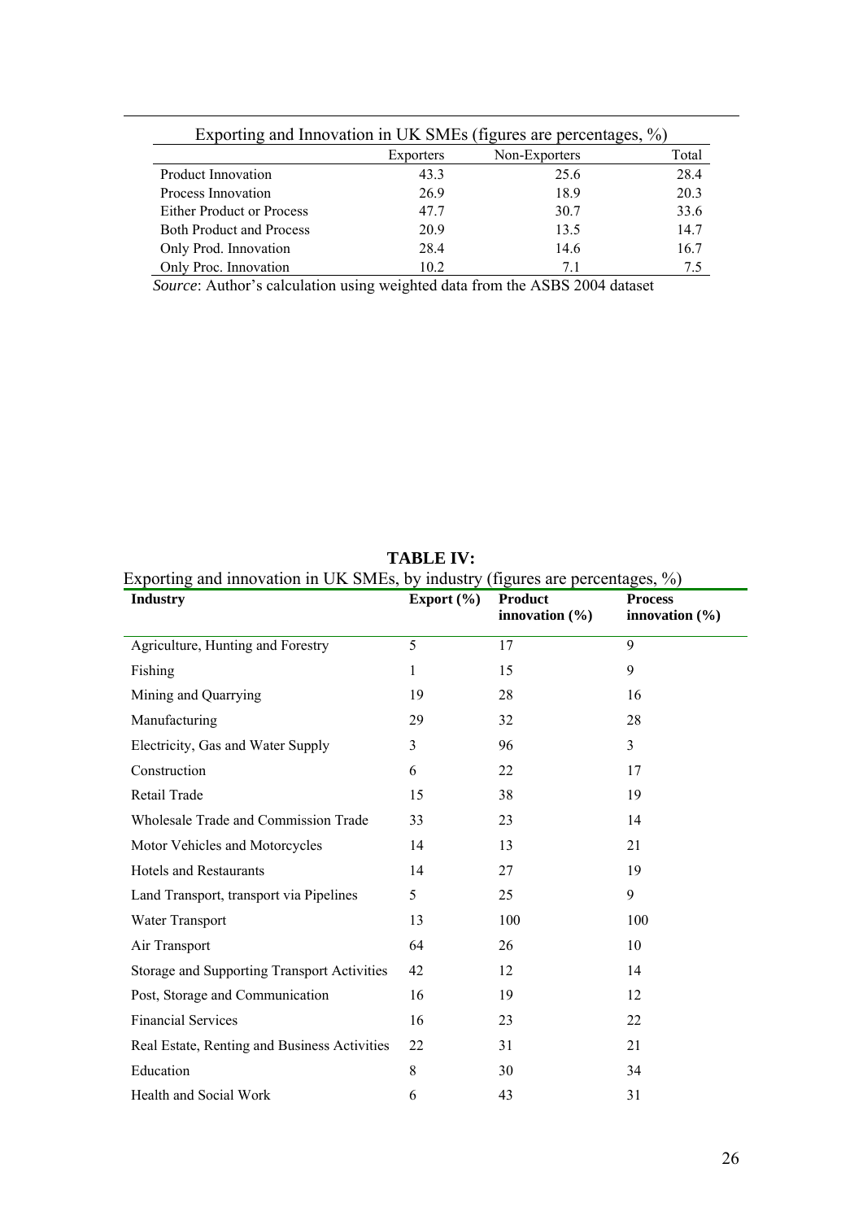Exporting and Innovation in UK SMEs (figures are percentages, %)

| | Exporters | Non-Exporters | Total |
|---|---|---|---|
| Product Innovation | 43.3 | 25.6 | 28.4 |
| Process Innovation | 26.9 | 18.9 | 20.3 |
| Either Product or Process | 47.7 | 30.7 | 33.6 |
| Both Product and Process | 20.9 | 13.5 | 14.7 |
| Only Prod. Innovation | 28.4 | 14.6 | 16.7 |
| Only Proc. Innovation | 10.2 | 7.1 | 7.5 |

*Source*: Author's calculation using weighted data from the ASBS 2004 dataset

**TABLE IV:**

Exporting and innovation in UK SMEs, by industry (figures are percentages, %)

| Industry | Export (%) | Product innovation (%) | Process innovation (%) |
|---|---|---|---|
| Agriculture, Hunting and Forestry | 5 | 17 | 9 |
| Fishing | 1 | 15 | 9 |
| Mining and Quarrying | 19 | 28 | 16 |
| Manufacturing | 29 | 32 | 28 |
| Electricity, Gas and Water Supply | 3 | 96 | 3 |
| Construction | 6 | 22 | 17 |
| Retail Trade | 15 | 38 | 19 |
| Wholesale Trade and Commission Trade | 33 | 23 | 14 |
| Motor Vehicles and Motorcycles | 14 | 13 | 21 |
| Hotels and Restaurants | 14 | 27 | 19 |
| Land Transport, transport via Pipelines | 5 | 25 | 9 |
| Water Transport | 13 | 100 | 100 |
| Air Transport | 64 | 26 | 10 |
| Storage and Supporting Transport Activities | 42 | 12 | 14 |
| Post, Storage and Communication | 16 | 19 | 12 |
| Financial Services | 16 | 23 | 22 |
| Real Estate, Renting and Business Activities | 22 | 31 | 21 |
| Education | 8 | 30 | 34 |
| Health and Social Work | 6 | 43 | 31 |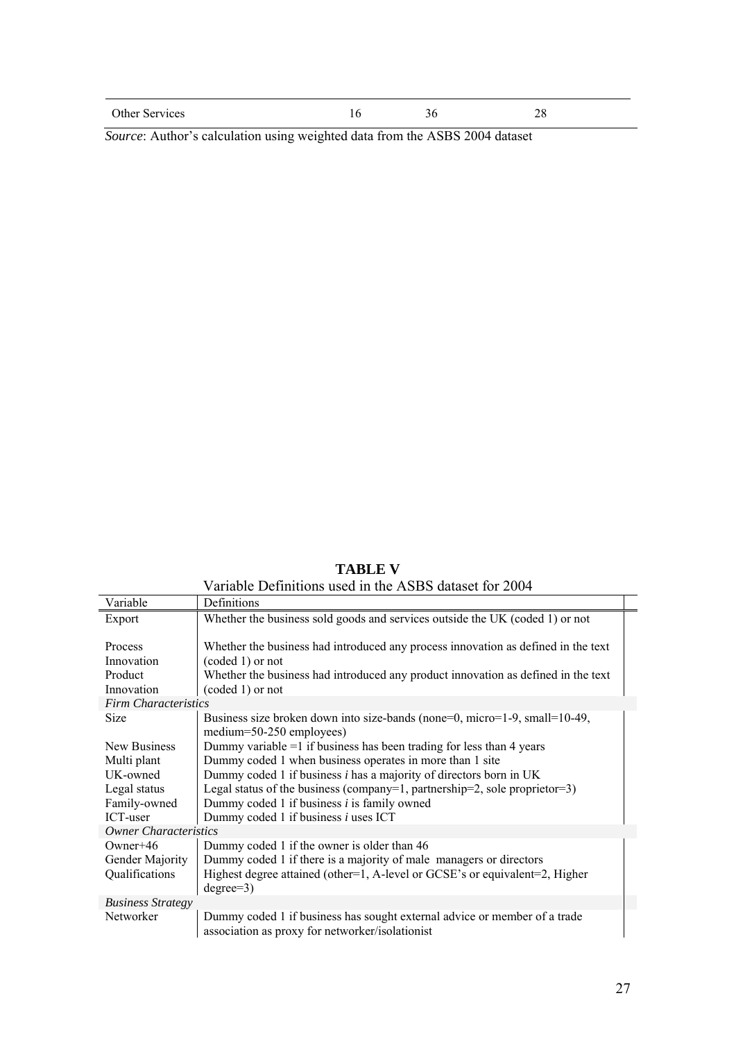| Other Services | 16 | 36 | 28 |
|---|---|---|---|

*Source*: Author's calculation using weighted data from the ASBS 2004 dataset

**TABLE V**

Variable Definitions used in the ASBS dataset for 2004

| Variable | Definitions |
|---|---|
| Export | Whether the business sold goods and services outside the UK (coded 1) or not |
| Process Innovation | Whether the business had introduced any process innovation as defined in the text (coded 1) or not |
| Product Innovation | Whether the business had introduced any product innovation as defined in the text (coded 1) or not |
| *Firm Characteristics* | |
| Size | Business size broken down into size-bands (none=0, micro=1-9, small=10-49, medium=50-250 employees) |
| New Business | Dummy variable =1 if business has been trading for less than 4 years |
| Multi plant | Dummy coded 1 when business operates in more than 1 site |
| UK-owned | Dummy coded 1 if business *i* has a majority of directors born in UK |
| Legal status | Legal status of the business (company=1, partnership=2, sole proprietor=3) |
| Family-owned | Dummy coded 1 if business *i* is family owned |
| ICT-user | Dummy coded 1 if business *i* uses ICT |
| *Owner Characteristics* | |
| Owner+46 | Dummy coded 1 if the owner is older than 46 |
| Gender Majority | Dummy coded 1 if there is a majority of male managers or directors |
| Qualifications | Highest degree attained (other=1, A-level or GCSE's or equivalent=2, Higher degree=3) |
| *Business Strategy* | |
| Networker | Dummy coded 1 if business has sought external advice or member of a trade association as proxy for networker/isolationist |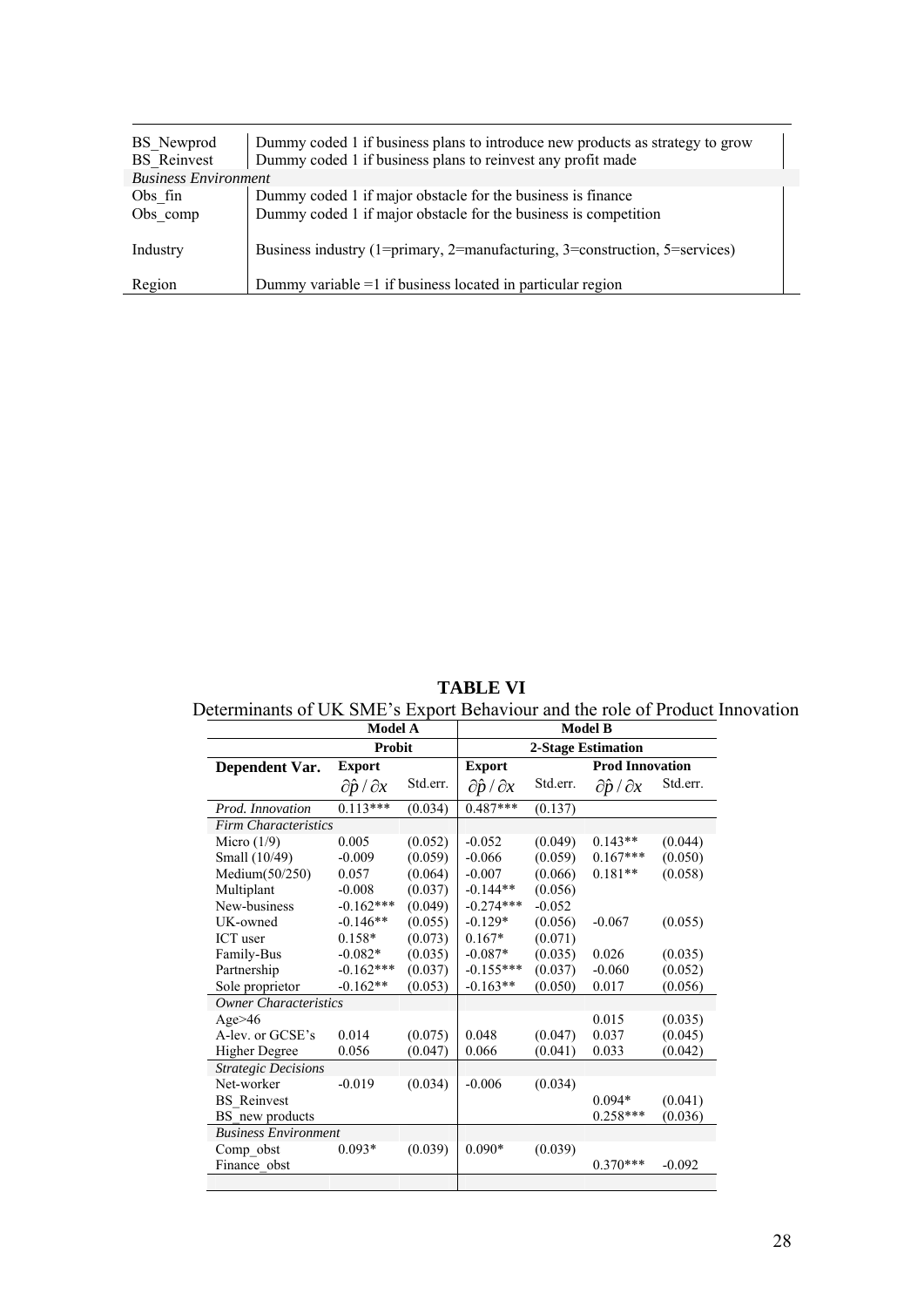| | |
|---|---|
| BS_Newprod | Dummy coded 1 if business plans to introduce new products as strategy to grow |
| BS_Reinvest | Dummy coded 1 if business plans to reinvest any profit made |
| *Business Environment* | |
| Obs_fin | Dummy coded 1 if major obstacle for the business is finance |
| Obs_comp | Dummy coded 1 if major obstacle for the business is competition |
| Industry | Business industry (1=primary, 2=manufacturing, 3=construction, 5=services) |
| Region | Dummy variable =1 if business located in particular region |

**TABLE VI**

Determinants of UK SME's Export Behaviour and the role of Product Innovation

| | Model A | | Model B | | | |
|---|---|---|---|---|---|---|
| | Probit | | 2-Stage Estimation | | | |
| **Dependent Var.** | **Export** | | **Export** | | **Prod Innovation** | |
| | $\partial\hat{p}/\partial x$ | Std.err. | $\partial\hat{p}/\partial x$ | Std.err. | $\partial\hat{p}/\partial x$ | Std.err. |
| *Prod. Innovation* | 0.113*** | (0.034) | 0.487*** | (0.137) | | |
| *Firm Characteristics* | | | | | | |
| Micro (1/9) | 0.005 | (0.052) | -0.052 | (0.049) | 0.143** | (0.044) |
| Small (10/49) | -0.009 | (0.059) | -0.066 | (0.059) | 0.167*** | (0.050) |
| Medium(50/250) | 0.057 | (0.064) | -0.007 | (0.066) | 0.181** | (0.058) |
| Multiplant | -0.008 | (0.037) | -0.144** | (0.056) | | |
| New-business | -0.162*** | (0.049) | -0.274*** | -0.052 | | |
| UK-owned | -0.146** | (0.055) | -0.129* | (0.056) | -0.067 | (0.055) |
| ICT user | 0.158* | (0.073) | 0.167* | (0.071) | | |
| Family-Bus | -0.082* | (0.035) | -0.087* | (0.035) | 0.026 | (0.035) |
| Partnership | -0.162*** | (0.037) | -0.155*** | (0.037) | -0.060 | (0.052) |
| Sole proprietor | -0.162** | (0.053) | -0.163** | (0.050) | 0.017 | (0.056) |
| *Owner Characteristics* | | | | | | |
| Age>46 | | | | | 0.015 | (0.035) |
| A-lev. or GCSE's | 0.014 | (0.075) | 0.048 | (0.047) | 0.037 | (0.045) |
| Higher Degree | 0.056 | (0.047) | 0.066 | (0.041) | 0.033 | (0.042) |
| *Strategic Decisions* | | | | | | |
| Net-worker | -0.019 | (0.034) | -0.006 | (0.034) | | |
| BS_Reinvest | | | | | 0.094* | (0.041) |
| BS_new products | | | | | 0.258*** | (0.036) |
| *Business Environment* | | | | | | |
| Comp_obst | 0.093* | (0.039) | 0.090* | (0.039) | | |
| Finance_obst | | | | | 0.370*** | -0.092 |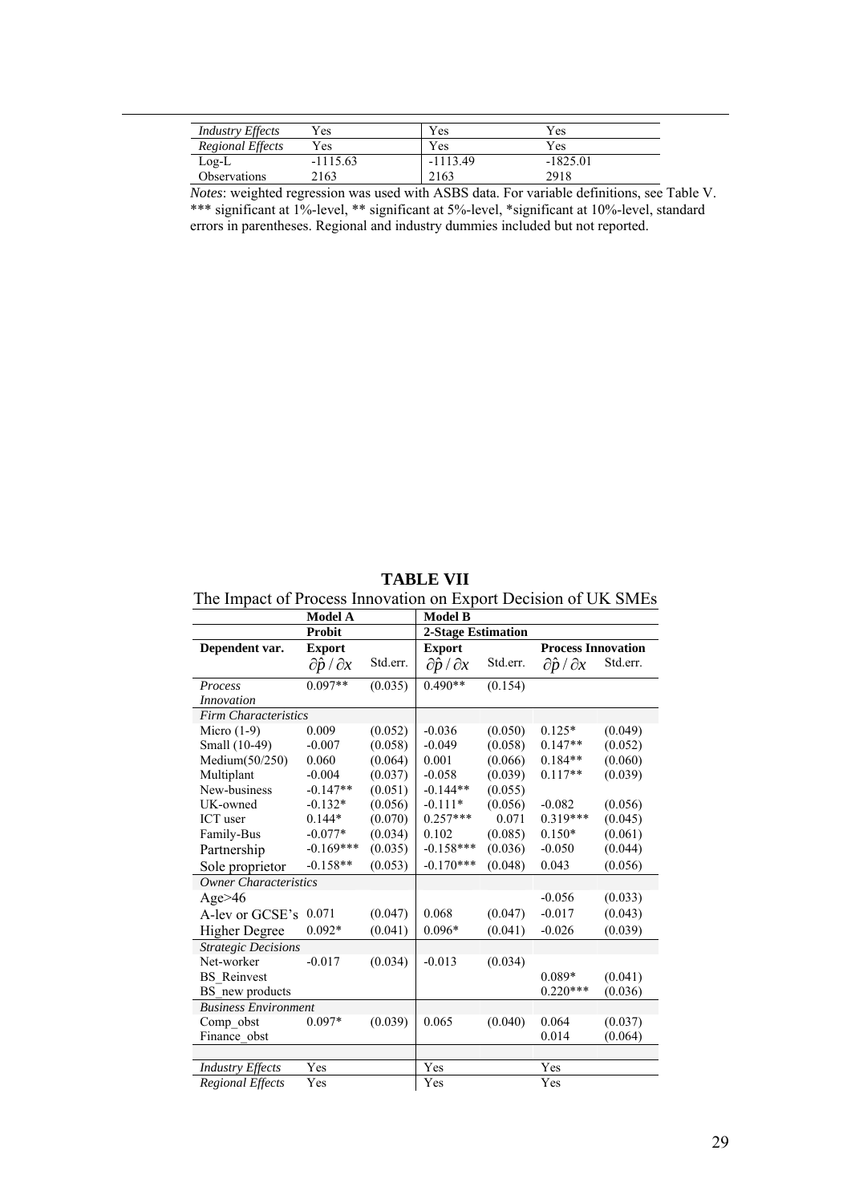| | | | | | | |
|---|---|---|---|---|---|---|
| *Industry Effects* | Yes | | Yes | | Yes | |
| *Regional Effects* | Yes | | Yes | | Yes | |
| Log-L | -1115.63 | | -1113.49 | | -1825.01 | |
| Observations | 2163 | | 2163 | | 2918 | |

*Notes*: weighted regression was used with ASBS data. For variable definitions, see Table V. *** significant at 1%-level, ** significant at 5%-level, *significant at 10%-level, standard errors in parentheses. Regional and industry dummies included but not reported.

**TABLE VII**

The Impact of Process Innovation on Export Decision of UK SMEs

| | Model A | | Model B | | | |
|---|---|---|---|---|---|---|
| | Probit | | 2-Stage Estimation | | | |
| Dependent var. | Export | | Export | | Process Innovation | |
| | $\partial \hat{p} / \partial x$ | Std.err. | $\partial \hat{p} / \partial x$ | Std.err. | $\partial \hat{p} / \partial x$ | Std.err. |
| *Process Innovation* | 0.097** | (0.035) | 0.490** | (0.154) | | |
| *Firm Characteristics* | | | | | | |
| Micro (1-9) | 0.009 | (0.052) | -0.036 | (0.050) | 0.125* | (0.049) |
| Small (10-49) | -0.007 | (0.058) | -0.049 | (0.058) | 0.147** | (0.052) |
| Medium(50/250) | 0.060 | (0.064) | 0.001 | (0.066) | 0.184** | (0.060) |
| Multiplant | -0.004 | (0.037) | -0.058 | (0.039) | 0.117** | (0.039) |
| New-business | -0.147** | (0.051) | -0.144** | (0.055) | | |
| UK-owned | -0.132* | (0.056) | -0.111* | (0.056) | -0.082 | (0.056) |
| ICT user | 0.144* | (0.070) | 0.257*** | 0.071 | 0.319*** | (0.045) |
| Family-Bus | -0.077* | (0.034) | 0.102 | (0.085) | 0.150* | (0.061) |
| Partnership | -0.169*** | (0.035) | -0.158*** | (0.036) | -0.050 | (0.044) |
| Sole proprietor | -0.158** | (0.053) | -0.170*** | (0.048) | 0.043 | (0.056) |
| *Owner Characteristics* | | | | | | |
| Age>46 | | | | | -0.056 | (0.033) |
| A-lev or GCSE's | 0.071 | (0.047) | 0.068 | (0.047) | -0.017 | (0.043) |
| Higher Degree | 0.092* | (0.041) | 0.096* | (0.041) | -0.026 | (0.039) |
| *Strategic Decisions* | | | | | | |
| Net-worker | -0.017 | (0.034) | -0.013 | (0.034) | | |
| BS_Reinvest | | | | | 0.089* | (0.041) |
| BS_new products | | | | | 0.220*** | (0.036) |
| *Business Environment* | | | | | | |
| Comp_obst | 0.097* | (0.039) | 0.065 | (0.040) | 0.064 | (0.037) |
| Finance_obst | | | | | 0.014 | (0.064) |
| | | | | | | |
| *Industry Effects* | Yes | | Yes | | Yes | |
| *Regional Effects* | Yes | | Yes | | Yes | |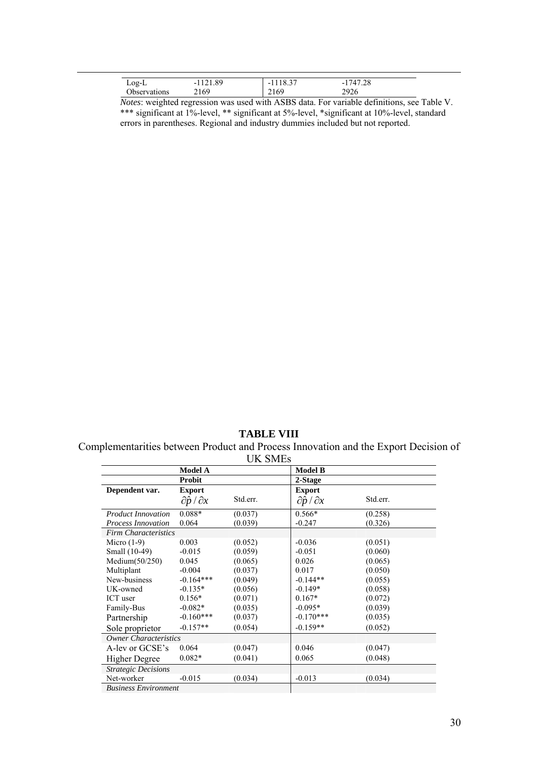| | | | |
|---|---|---|---|
| Log-L | -1121.89 | -1118.37 | -1747.28 |
| Observations | 2169 | 2169 | 2926 |

*Notes*: weighted regression was used with ASBS data. For variable definitions, see Table V. *** significant at 1%-level, ** significant at 5%-level, *significant at 10%-level, standard errors in parentheses. Regional and industry dummies included but not reported.

## TABLE VIII

Complementarities between Product and Process Innovation and the Export Decision of UK SMEs

| | Model A | | Model B | |
|---|---|---|---|---|
| | Probit | | 2-Stage | |
| Dependent var. | Export | | Export | |
| | $\partial\hat{p}/\partial x$ | Std.err. | $\partial\hat{p}/\partial x$ | Std.err. |
| *Product Innovation* | 0.088* | (0.037) | 0.566* | (0.258) |
| *Process Innovation* | 0.064 | (0.039) | -0.247 | (0.326) |
| *Firm Characteristics* | | | | |
| Micro (1-9) | 0.003 | (0.052) | -0.036 | (0.051) |
| Small (10-49) | -0.015 | (0.059) | -0.051 | (0.060) |
| Medium(50/250) | 0.045 | (0.065) | 0.026 | (0.065) |
| Multiplant | -0.004 | (0.037) | 0.017 | (0.050) |
| New-business | -0.164*** | (0.049) | -0.144** | (0.055) |
| UK-owned | -0.135* | (0.056) | -0.149* | (0.058) |
| ICT user | 0.156* | (0.071) | 0.167* | (0.072) |
| Family-Bus | -0.082* | (0.035) | -0.095* | (0.039) |
| Partnership | -0.160*** | (0.037) | -0.170*** | (0.035) |
| Sole proprietor | -0.157** | (0.054) | -0.159** | (0.052) |
| *Owner Characteristics* | | | | |
| A-lev or GCSE's | 0.064 | (0.047) | 0.046 | (0.047) |
| Higher Degree | 0.082* | (0.041) | 0.065 | (0.048) |
| *Strategic Decisions* | | | | |
| Net-worker | -0.015 | (0.034) | -0.013 | (0.034) |
| *Business Environment* | | | | |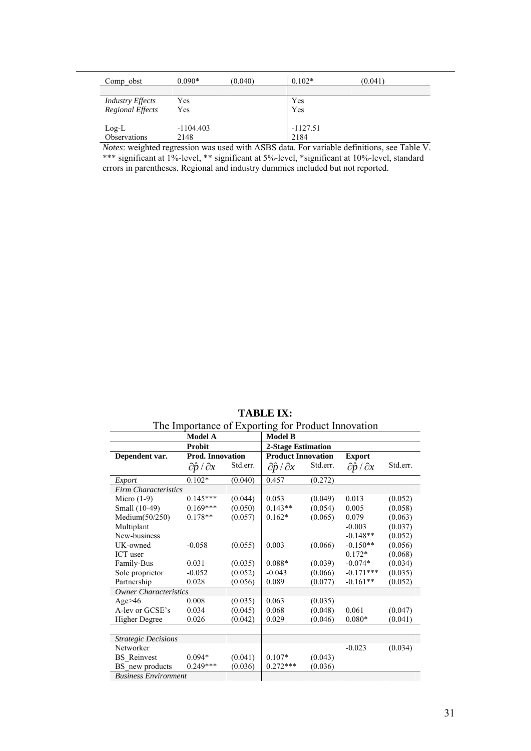| Comp_obst | 0.090* | (0.040) | 0.102* | (0.041) |
|---|---|---|---|---|
| | | | | |
| *Industry Effects* | Yes | | Yes | |
| *Regional Effects* | Yes | | Yes | |
| | | | | |
| Log-L | -1104.403 | | -1127.51 | |
| Observations | 2148 | | 2184 | |

*Notes*: weighted regression was used with ASBS data. For variable definitions, see Table V. *** significant at 1%-level, ** significant at 5%-level, *significant at 10%-level, standard errors in parentheses. Regional and industry dummies included but not reported.

**TABLE IX:**

The Importance of Exporting for Product Innovation

| | **Model A** | | **Model B** | | | |
|---|---|---|---|---|---|---|
| | **Probit** | | **2-Stage Estimation** | | | |
| **Dependent var.** | **Prod. Innovation** | | **Product Innovation** | | **Export** | |
| | $\partial\hat{p}/\partial x$ | Std.err. | $\partial\hat{p}/\partial x$ | Std.err. | $\partial\hat{p}/\partial x$ | Std.err. |
| *Export* | 0.102* | (0.040) | 0.457 | (0.272) | | |
| *Firm Characteristics* | | | | | | |
| Micro (1-9) | 0.145*** | (0.044) | 0.053 | (0.049) | 0.013 | (0.052) |
| Small (10-49) | 0.169*** | (0.050) | 0.143** | (0.054) | 0.005 | (0.058) |
| Medium(50/250) | 0.178** | (0.057) | 0.162* | (0.065) | 0.079 | (0.063) |
| Multiplant | | | | | -0.003 | (0.037) |
| New-business | | | | | -0.148** | (0.052) |
| UK-owned | -0.058 | (0.055) | 0.003 | (0.066) | -0.150** | (0.056) |
| ICT user | | | | | 0.172* | (0.068) |
| Family-Bus | 0.031 | (0.035) | 0.088* | (0.039) | -0.074* | (0.034) |
| Sole proprietor | -0.052 | (0.052) | -0.043 | (0.066) | -0.171*** | (0.035) |
| Partnership | 0.028 | (0.056) | 0.089 | (0.077) | -0.161** | (0.052) |
| *Owner Characteristics* | | | | | | |
| Age>46 | 0.008 | (0.035) | 0.063 | (0.035) | | |
| A-lev or GCSE's | 0.034 | (0.045) | 0.068 | (0.048) | 0.061 | (0.047) |
| Higher Degree | 0.026 | (0.042) | 0.029 | (0.046) | 0.080* | (0.041) |
| | | | | | | |
| *Strategic Decisions* | | | | | | |
| Networker | | | | | -0.023 | (0.034) |
| BS_Reinvest | 0.094* | (0.041) | 0.107* | (0.043) | | |
| BS_new products | 0.249*** | (0.036) | 0.272*** | (0.036) | | |
| *Business Environment* | | | | | | |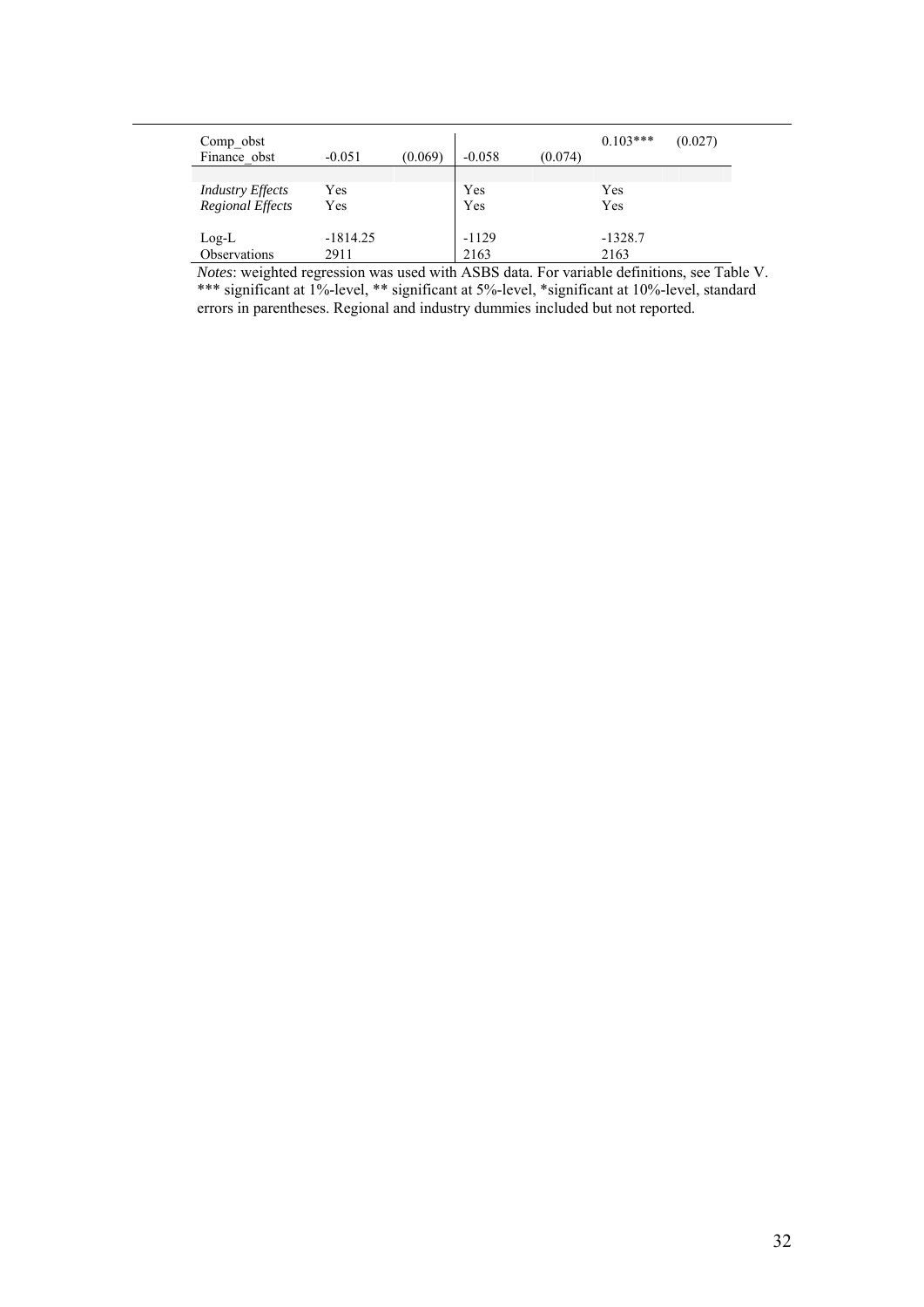| | | | | | | |
|---|---|---|---|---|---|---|
| Comp_obst | | | | | 0.103*** | (0.027) |
| Finance_obst | -0.051 | (0.069) | -0.058 | (0.074) | | |
| | | | | | | |
| *Industry Effects* | Yes | | Yes | | Yes | |
| *Regional Effects* | Yes | | Yes | | Yes | |
| | | | | | | |
| Log-L | -1814.25 | | -1129 | | -1328.7 | |
| Observations | 2911 | | 2163 | | 2163 | |

*Notes*: weighted regression was used with ASBS data. For variable definitions, see Table V. *** significant at 1%-level, ** significant at 5%-level, *significant at 10%-level, standard errors in parentheses. Regional and industry dummies included but not reported.